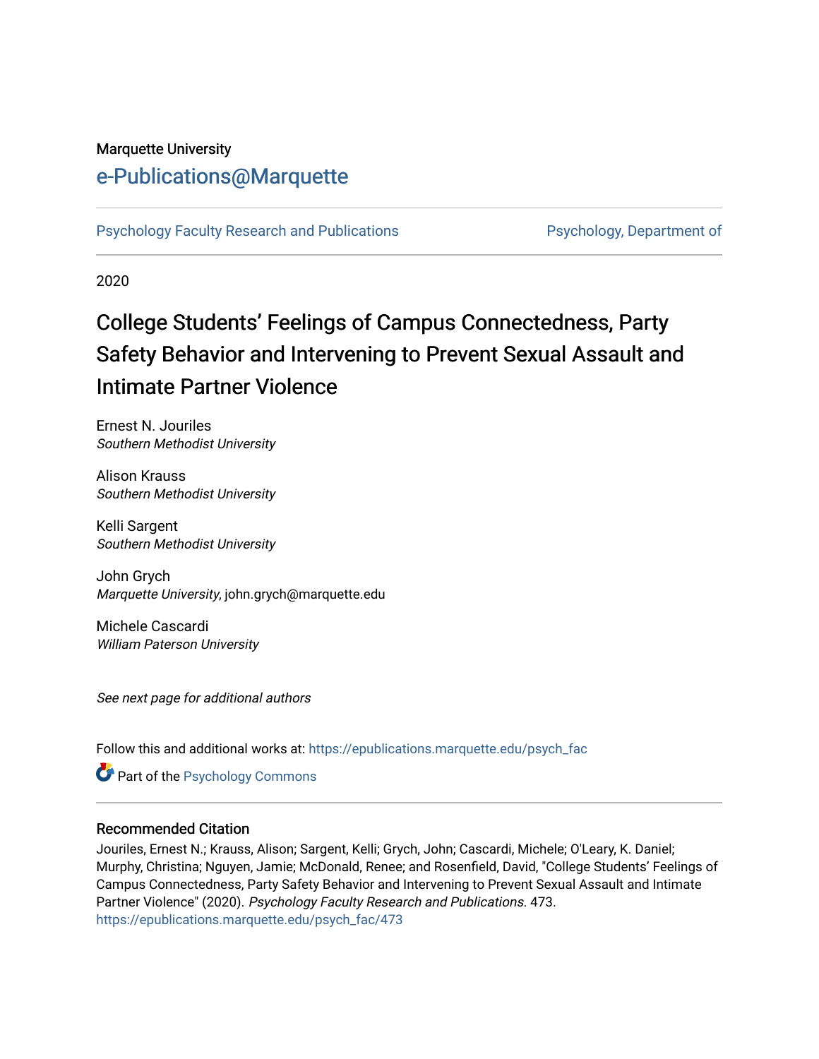Marquette University

# e-Publications@Marquette

Psychology Faculty Research and Publications | Psychology, Department of

2020

# College Students' Feelings of Campus Connectedness, Party Safety Behavior and Intervening to Prevent Sexual Assault and Intimate Partner Violence

Ernest N. Jouriles
*Southern Methodist University*

Alison Krauss
*Southern Methodist University*

Kelli Sargent
*Southern Methodist University*

John Grych
*Marquette University*, john.grych@marquette.edu

Michele Cascardi
*William Paterson University*

*See next page for additional authors*

Follow this and additional works at: https://epublications.marquette.edu/psych_fac

Part of the Psychology Commons

## Recommended Citation

Jouriles, Ernest N.; Krauss, Alison; Sargent, Kelli; Grych, John; Cascardi, Michele; O'Leary, K. Daniel; Murphy, Christina; Nguyen, Jamie; McDonald, Renee; and Rosenfield, David, "College Students' Feelings of Campus Connectedness, Party Safety Behavior and Intervening to Prevent Sexual Assault and Intimate Partner Violence" (2020). *Psychology Faculty Research and Publications*. 473.
https://epublications.marquette.edu/psych_fac/473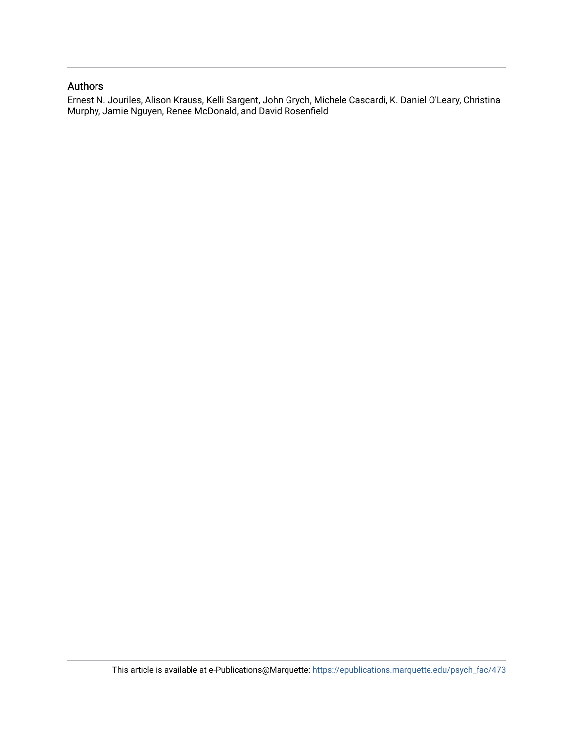## Authors

Ernest N. Jouriles, Alison Krauss, Kelli Sargent, John Grych, Michele Cascardi, K. Daniel O'Leary, Christina Murphy, Jamie Nguyen, Renee McDonald, and David Rosenfield

This article is available at e-Publications@Marquette: https://epublications.marquette.edu/psych_fac/473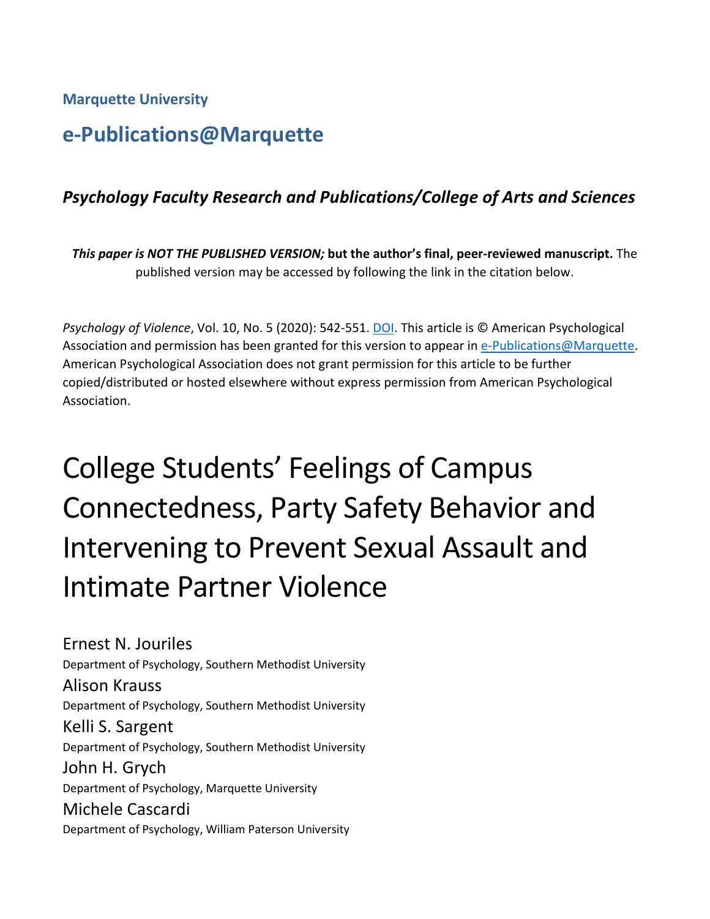**Marquette University**

## e-Publications@Marquette

### *Psychology Faculty Research and Publications/College of Arts and Sciences*

***This paper is NOT THE PUBLISHED VERSION;*** **but the author's final, peer-reviewed manuscript.** The published version may be accessed by following the link in the citation below.

*Psychology of Violence*, Vol. 10, No. 5 (2020): 542-551. DOI. This article is © American Psychological Association and permission has been granted for this version to appear in e-Publications@Marquette. American Psychological Association does not grant permission for this article to be further copied/distributed or hosted elsewhere without express permission from American Psychological Association.

# College Students' Feelings of Campus Connectedness, Party Safety Behavior and Intervening to Prevent Sexual Assault and Intimate Partner Violence

Ernest N. Jouriles
Department of Psychology, Southern Methodist University

Alison Krauss
Department of Psychology, Southern Methodist University

Kelli S. Sargent
Department of Psychology, Southern Methodist University

John H. Grych
Department of Psychology, Marquette University

Michele Cascardi
Department of Psychology, William Paterson University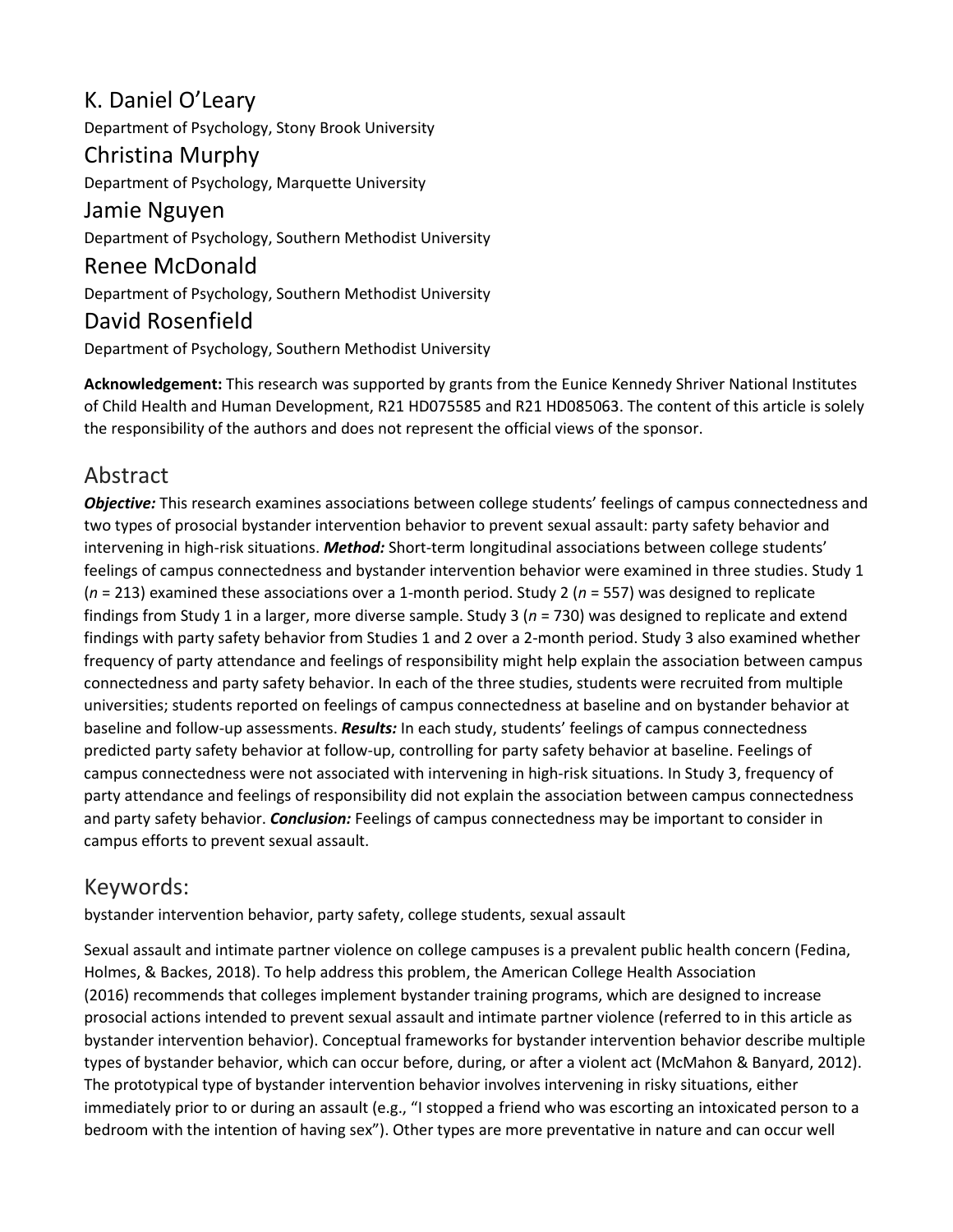K. Daniel O'Leary

Department of Psychology, Stony Brook University

Christina Murphy

Department of Psychology, Marquette University

Jamie Nguyen

Department of Psychology, Southern Methodist University

Renee McDonald

Department of Psychology, Southern Methodist University

David Rosenfield

Department of Psychology, Southern Methodist University

**Acknowledgement:** This research was supported by grants from the Eunice Kennedy Shriver National Institutes of Child Health and Human Development, R21 HD075585 and R21 HD085063. The content of this article is solely the responsibility of the authors and does not represent the official views of the sponsor.

## Abstract

***Objective:*** This research examines associations between college students' feelings of campus connectedness and two types of prosocial bystander intervention behavior to prevent sexual assault: party safety behavior and intervening in high-risk situations. ***Method:*** Short-term longitudinal associations between college students' feelings of campus connectedness and bystander intervention behavior were examined in three studies. Study 1 ($n$ = 213) examined these associations over a 1-month period. Study 2 ($n$ = 557) was designed to replicate findings from Study 1 in a larger, more diverse sample. Study 3 ($n$ = 730) was designed to replicate and extend findings with party safety behavior from Studies 1 and 2 over a 2-month period. Study 3 also examined whether frequency of party attendance and feelings of responsibility might help explain the association between campus connectedness and party safety behavior. In each of the three studies, students were recruited from multiple universities; students reported on feelings of campus connectedness at baseline and on bystander behavior at baseline and follow-up assessments. ***Results:*** In each study, students' feelings of campus connectedness predicted party safety behavior at follow-up, controlling for party safety behavior at baseline. Feelings of campus connectedness were not associated with intervening in high-risk situations. In Study 3, frequency of party attendance and feelings of responsibility did not explain the association between campus connectedness and party safety behavior. ***Conclusion:*** Feelings of campus connectedness may be important to consider in campus efforts to prevent sexual assault.

## Keywords:

bystander intervention behavior, party safety, college students, sexual assault

Sexual assault and intimate partner violence on college campuses is a prevalent public health concern (Fedina, Holmes, & Backes, 2018). To help address this problem, the American College Health Association (2016) recommends that colleges implement bystander training programs, which are designed to increase prosocial actions intended to prevent sexual assault and intimate partner violence (referred to in this article as bystander intervention behavior). Conceptual frameworks for bystander intervention behavior describe multiple types of bystander behavior, which can occur before, during, or after a violent act (McMahon & Banyard, 2012). The prototypical type of bystander intervention behavior involves intervening in risky situations, either immediately prior to or during an assault (e.g., "I stopped a friend who was escorting an intoxicated person to a bedroom with the intention of having sex"). Other types are more preventative in nature and can occur well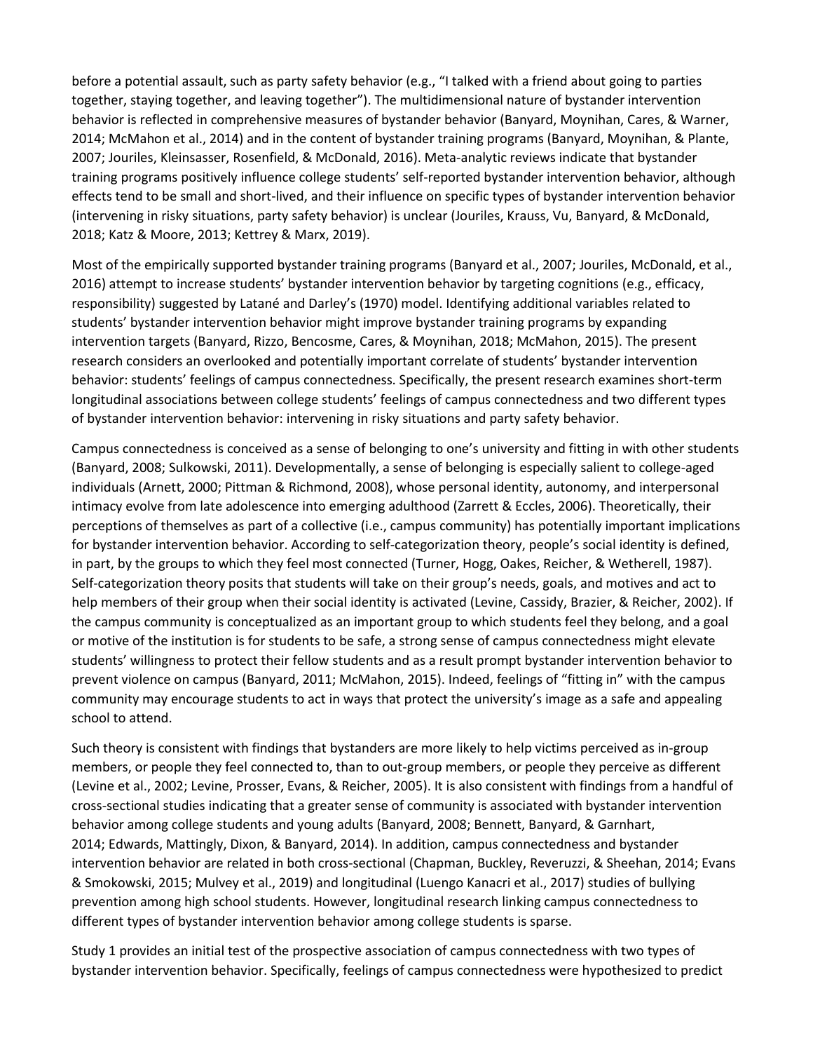before a potential assault, such as party safety behavior (e.g., "I talked with a friend about going to parties together, staying together, and leaving together"). The multidimensional nature of bystander intervention behavior is reflected in comprehensive measures of bystander behavior (Banyard, Moynihan, Cares, & Warner, 2014; McMahon et al., 2014) and in the content of bystander training programs (Banyard, Moynihan, & Plante, 2007; Jouriles, Kleinsasser, Rosenfield, & McDonald, 2016). Meta-analytic reviews indicate that bystander training programs positively influence college students' self-reported bystander intervention behavior, although effects tend to be small and short-lived, and their influence on specific types of bystander intervention behavior (intervening in risky situations, party safety behavior) is unclear (Jouriles, Krauss, Vu, Banyard, & McDonald, 2018; Katz & Moore, 2013; Kettrey & Marx, 2019).

Most of the empirically supported bystander training programs (Banyard et al., 2007; Jouriles, McDonald, et al., 2016) attempt to increase students' bystander intervention behavior by targeting cognitions (e.g., efficacy, responsibility) suggested by Latané and Darley's (1970) model. Identifying additional variables related to students' bystander intervention behavior might improve bystander training programs by expanding intervention targets (Banyard, Rizzo, Bencosme, Cares, & Moynihan, 2018; McMahon, 2015). The present research considers an overlooked and potentially important correlate of students' bystander intervention behavior: students' feelings of campus connectedness. Specifically, the present research examines short-term longitudinal associations between college students' feelings of campus connectedness and two different types of bystander intervention behavior: intervening in risky situations and party safety behavior.

Campus connectedness is conceived as a sense of belonging to one's university and fitting in with other students (Banyard, 2008; Sulkowski, 2011). Developmentally, a sense of belonging is especially salient to college-aged individuals (Arnett, 2000; Pittman & Richmond, 2008), whose personal identity, autonomy, and interpersonal intimacy evolve from late adolescence into emerging adulthood (Zarrett & Eccles, 2006). Theoretically, their perceptions of themselves as part of a collective (i.e., campus community) has potentially important implications for bystander intervention behavior. According to self-categorization theory, people's social identity is defined, in part, by the groups to which they feel most connected (Turner, Hogg, Oakes, Reicher, & Wetherell, 1987). Self-categorization theory posits that students will take on their group's needs, goals, and motives and act to help members of their group when their social identity is activated (Levine, Cassidy, Brazier, & Reicher, 2002). If the campus community is conceptualized as an important group to which students feel they belong, and a goal or motive of the institution is for students to be safe, a strong sense of campus connectedness might elevate students' willingness to protect their fellow students and as a result prompt bystander intervention behavior to prevent violence on campus (Banyard, 2011; McMahon, 2015). Indeed, feelings of "fitting in" with the campus community may encourage students to act in ways that protect the university's image as a safe and appealing school to attend.

Such theory is consistent with findings that bystanders are more likely to help victims perceived as in-group members, or people they feel connected to, than to out-group members, or people they perceive as different (Levine et al., 2002; Levine, Prosser, Evans, & Reicher, 2005). It is also consistent with findings from a handful of cross-sectional studies indicating that a greater sense of community is associated with bystander intervention behavior among college students and young adults (Banyard, 2008; Bennett, Banyard, & Garnhart, 2014; Edwards, Mattingly, Dixon, & Banyard, 2014). In addition, campus connectedness and bystander intervention behavior are related in both cross-sectional (Chapman, Buckley, Reveruzzi, & Sheehan, 2014; Evans & Smokowski, 2015; Mulvey et al., 2019) and longitudinal (Luengo Kanacri et al., 2017) studies of bullying prevention among high school students. However, longitudinal research linking campus connectedness to different types of bystander intervention behavior among college students is sparse.

Study 1 provides an initial test of the prospective association of campus connectedness with two types of bystander intervention behavior. Specifically, feelings of campus connectedness were hypothesized to predict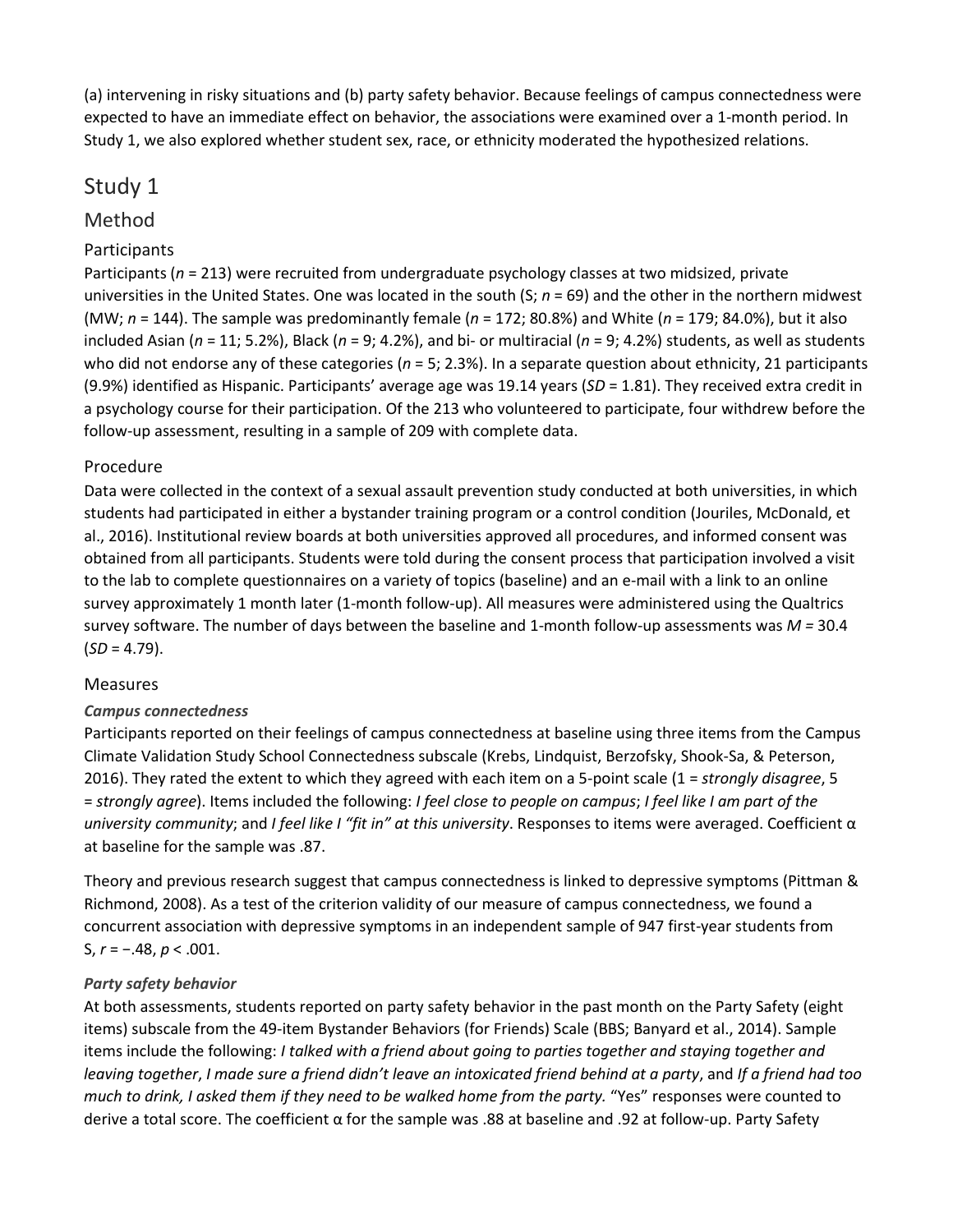(a) intervening in risky situations and (b) party safety behavior. Because feelings of campus connectedness were expected to have an immediate effect on behavior, the associations were examined over a 1-month period. In Study 1, we also explored whether student sex, race, or ethnicity moderated the hypothesized relations.

# Study 1

## Method

### Participants

Participants ($n$ = 213) were recruited from undergraduate psychology classes at two midsized, private universities in the United States. One was located in the south (S; $n$ = 69) and the other in the northern midwest (MW; $n$ = 144). The sample was predominantly female ($n$ = 172; 80.8%) and White ($n$ = 179; 84.0%), but it also included Asian ($n$ = 11; 5.2%), Black ($n$ = 9; 4.2%), and bi- or multiracial ($n$ = 9; 4.2%) students, as well as students who did not endorse any of these categories ($n$ = 5; 2.3%). In a separate question about ethnicity, 21 participants (9.9%) identified as Hispanic. Participants' average age was 19.14 years ($SD$ = 1.81). They received extra credit in a psychology course for their participation. Of the 213 who volunteered to participate, four withdrew before the follow-up assessment, resulting in a sample of 209 with complete data.

### Procedure

Data were collected in the context of a sexual assault prevention study conducted at both universities, in which students had participated in either a bystander training program or a control condition (Jouriles, McDonald, et al., 2016). Institutional review boards at both universities approved all procedures, and informed consent was obtained from all participants. Students were told during the consent process that participation involved a visit to the lab to complete questionnaires on a variety of topics (baseline) and an e-mail with a link to an online survey approximately 1 month later (1-month follow-up). All measures were administered using the Qualtrics survey software. The number of days between the baseline and 1-month follow-up assessments was $M$ = 30.4 ($SD$ = 4.79).

### Measures

#### *Campus connectedness*

Participants reported on their feelings of campus connectedness at baseline using three items from the Campus Climate Validation Study School Connectedness subscale (Krebs, Lindquist, Berzofsky, Shook-Sa, & Peterson, 2016). They rated the extent to which they agreed with each item on a 5-point scale (1 = *strongly disagree*, 5 = *strongly agree*). Items included the following: *I feel close to people on campus*; *I feel like I am part of the university community*; and *I feel like I "fit in" at this university*. Responses to items were averaged. Coefficient α at baseline for the sample was .87.

Theory and previous research suggest that campus connectedness is linked to depressive symptoms (Pittman & Richmond, 2008). As a test of the criterion validity of our measure of campus connectedness, we found a concurrent association with depressive symptoms in an independent sample of 947 first-year students from S, $r = -.48$, $p < .001$.

#### *Party safety behavior*

At both assessments, students reported on party safety behavior in the past month on the Party Safety (eight items) subscale from the 49-item Bystander Behaviors (for Friends) Scale (BBS; Banyard et al., 2014). Sample items include the following: *I talked with a friend about going to parties together and staying together and leaving together*, *I made sure a friend didn't leave an intoxicated friend behind at a party*, and *If a friend had too much to drink, I asked them if they need to be walked home from the party.* "Yes" responses were counted to derive a total score. The coefficient α for the sample was .88 at baseline and .92 at follow-up. Party Safety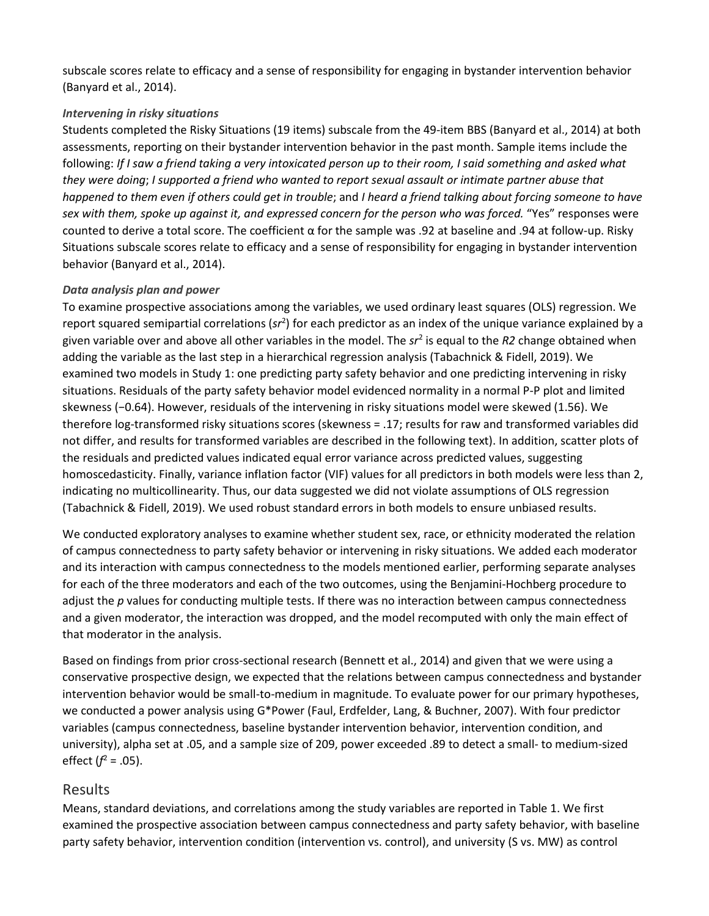subscale scores relate to efficacy and a sense of responsibility for engaging in bystander intervention behavior (Banyard et al., 2014).

### *Intervening in risky situations*

Students completed the Risky Situations (19 items) subscale from the 49-item BBS (Banyard et al., 2014) at both assessments, reporting on their bystander intervention behavior in the past month. Sample items include the following: *If I saw a friend taking a very intoxicated person up to their room, I said something and asked what they were doing*; *I supported a friend who wanted to report sexual assault or intimate partner abuse that happened to them even if others could get in trouble*; and *I heard a friend talking about forcing someone to have sex with them, spoke up against it, and expressed concern for the person who was forced.* "Yes" responses were counted to derive a total score. The coefficient α for the sample was .92 at baseline and .94 at follow-up. Risky Situations subscale scores relate to efficacy and a sense of responsibility for engaging in bystander intervention behavior (Banyard et al., 2014).

### *Data analysis plan and power*

To examine prospective associations among the variables, we used ordinary least squares (OLS) regression. We report squared semipartial correlations ($sr^2$) for each predictor as an index of the unique variance explained by a given variable over and above all other variables in the model. The $sr^2$ is equal to the *R2* change obtained when adding the variable as the last step in a hierarchical regression analysis (Tabachnick & Fidell, 2019). We examined two models in Study 1: one predicting party safety behavior and one predicting intervening in risky situations. Residuals of the party safety behavior model evidenced normality in a normal P-P plot and limited skewness (−0.64). However, residuals of the intervening in risky situations model were skewed (1.56). We therefore log-transformed risky situations scores (skewness = .17; results for raw and transformed variables did not differ, and results for transformed variables are described in the following text). In addition, scatter plots of the residuals and predicted values indicated equal error variance across predicted values, suggesting homoscedasticity. Finally, variance inflation factor (VIF) values for all predictors in both models were less than 2, indicating no multicollinearity. Thus, our data suggested we did not violate assumptions of OLS regression (Tabachnick & Fidell, 2019). We used robust standard errors in both models to ensure unbiased results.

We conducted exploratory analyses to examine whether student sex, race, or ethnicity moderated the relation of campus connectedness to party safety behavior or intervening in risky situations. We added each moderator and its interaction with campus connectedness to the models mentioned earlier, performing separate analyses for each of the three moderators and each of the two outcomes, using the Benjamini-Hochberg procedure to adjust the *p* values for conducting multiple tests. If there was no interaction between campus connectedness and a given moderator, the interaction was dropped, and the model recomputed with only the main effect of that moderator in the analysis.

Based on findings from prior cross-sectional research (Bennett et al., 2014) and given that we were using a conservative prospective design, we expected that the relations between campus connectedness and bystander intervention behavior would be small-to-medium in magnitude. To evaluate power for our primary hypotheses, we conducted a power analysis using G*Power (Faul, Erdfelder, Lang, & Buchner, 2007). With four predictor variables (campus connectedness, baseline bystander intervention behavior, intervention condition, and university), alpha set at .05, and a sample size of 209, power exceeded .89 to detect a small- to medium-sized effect ($f^2$ = .05).

## Results

Means, standard deviations, and correlations among the study variables are reported in Table 1. We first examined the prospective association between campus connectedness and party safety behavior, with baseline party safety behavior, intervention condition (intervention vs. control), and university (S vs. MW) as control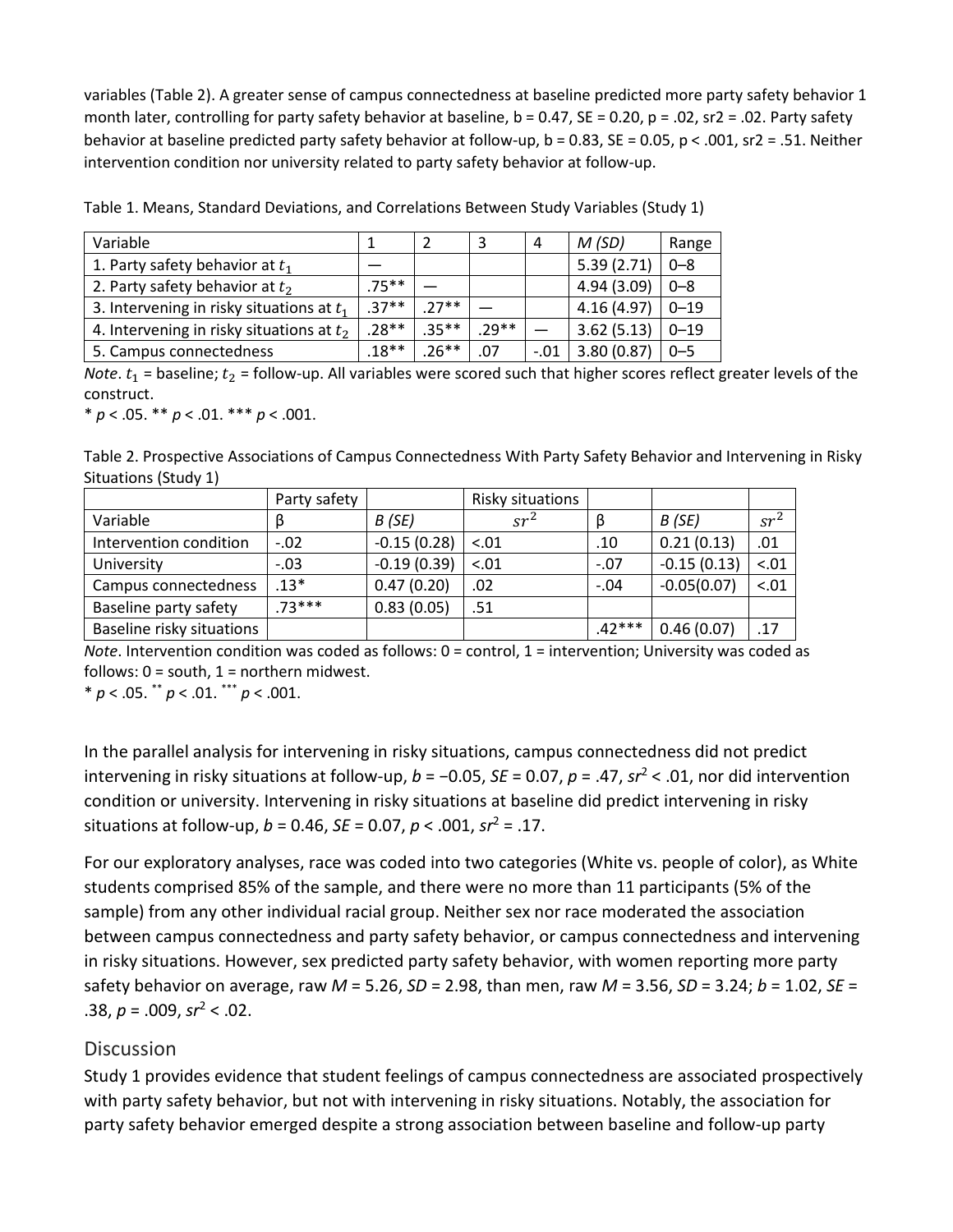variables (Table 2). A greater sense of campus connectedness at baseline predicted more party safety behavior 1 month later, controlling for party safety behavior at baseline, b = 0.47, SE = 0.20, p = .02, sr2 = .02. Party safety behavior at baseline predicted party safety behavior at follow-up, b = 0.83, SE = 0.05, p < .001, sr2 = .51. Neither intervention condition nor university related to party safety behavior at follow-up.

Table 1. Means, Standard Deviations, and Correlations Between Study Variables (Study 1)

| Variable | 1 | 2 | 3 | 4 | *M (SD)* | Range |
|---|---|---|---|---|---|---|
| 1. Party safety behavior at $t_1$ | — | | | | 5.39 (2.71) | 0–8 |
| 2. Party safety behavior at $t_2$ | .75** | — | | | 4.94 (3.09) | 0–8 |
| 3. Intervening in risky situations at $t_1$ | .37** | .27** | — | | 4.16 (4.97) | 0–19 |
| 4. Intervening in risky situations at $t_2$ | .28** | .35** | .29** | — | 3.62 (5.13) | 0–19 |
| 5. Campus connectedness | .18** | .26** | .07 | -.01 | 3.80 (0.87) | 0–5 |

*Note*. $t_1$ = baseline; $t_2$ = follow-up. All variables were scored such that higher scores reflect greater levels of the construct.

\* *p* < .05. ** *p* < .01. *** *p* < .001.

Table 2. Prospective Associations of Campus Connectedness With Party Safety Behavior and Intervening in Risky Situations (Study 1)

| | Party safety | | Risky situations | | | |
|---|---|---|---|---|---|---|
| Variable | β | *B (SE)* | $sr^2$ | β | *B (SE)* | $sr^2$ |
| Intervention condition | -.02 | -0.15 (0.28) | <.01 | .10 | 0.21 (0.13) | .01 |
| University | -.03 | -0.19 (0.39) | <.01 | -.07 | -0.15 (0.13) | <.01 |
| Campus connectedness | .13* | 0.47 (0.20) | .02 | -.04 | -0.05(0.07) | <.01 |
| Baseline party safety | .73*** | 0.83 (0.05) | .51 | | | |
| Baseline risky situations | | | | .42*** | 0.46 (0.07) | .17 |

*Note*. Intervention condition was coded as follows: 0 = control, 1 = intervention; University was coded as follows: 0 = south, 1 = northern midwest.

\* *p* < .05. ** *p* < .01. *** *p* < .001.

In the parallel analysis for intervening in risky situations, campus connectedness did not predict intervening in risky situations at follow-up, *b* = −0.05, *SE* = 0.07, *p* = .47, $sr^2$ < .01, nor did intervention condition or university. Intervening in risky situations at baseline did predict intervening in risky situations at follow-up, *b* = 0.46, *SE* = 0.07, *p* < .001, $sr^2$ = .17.

For our exploratory analyses, race was coded into two categories (White vs. people of color), as White students comprised 85% of the sample, and there were no more than 11 participants (5% of the sample) from any other individual racial group. Neither sex nor race moderated the association between campus connectedness and party safety behavior, or campus connectedness and intervening in risky situations. However, sex predicted party safety behavior, with women reporting more party safety behavior on average, raw *M* = 5.26, *SD* = 2.98, than men, raw *M* = 3.56, *SD* = 3.24; *b* = 1.02, *SE* = .38, *p* = .009, $sr^2$ < .02.

## Discussion

Study 1 provides evidence that student feelings of campus connectedness are associated prospectively with party safety behavior, but not with intervening in risky situations. Notably, the association for party safety behavior emerged despite a strong association between baseline and follow-up party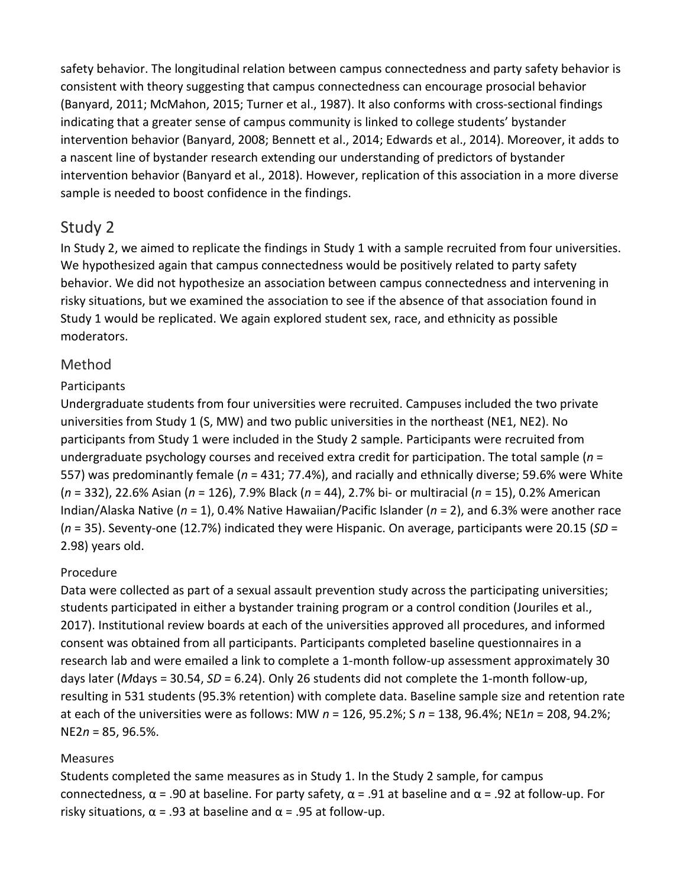safety behavior. The longitudinal relation between campus connectedness and party safety behavior is consistent with theory suggesting that campus connectedness can encourage prosocial behavior (Banyard, 2011; McMahon, 2015; Turner et al., 1987). It also conforms with cross-sectional findings indicating that a greater sense of campus community is linked to college students' bystander intervention behavior (Banyard, 2008; Bennett et al., 2014; Edwards et al., 2014). Moreover, it adds to a nascent line of bystander research extending our understanding of predictors of bystander intervention behavior (Banyard et al., 2018). However, replication of this association in a more diverse sample is needed to boost confidence in the findings.

## Study 2

In Study 2, we aimed to replicate the findings in Study 1 with a sample recruited from four universities. We hypothesized again that campus connectedness would be positively related to party safety behavior. We did not hypothesize an association between campus connectedness and intervening in risky situations, but we examined the association to see if the absence of that association found in Study 1 would be replicated. We again explored student sex, race, and ethnicity as possible moderators.

### Method

#### Participants

Undergraduate students from four universities were recruited. Campuses included the two private universities from Study 1 (S, MW) and two public universities in the northeast (NE1, NE2). No participants from Study 1 were included in the Study 2 sample. Participants were recruited from undergraduate psychology courses and received extra credit for participation. The total sample (*n* = 557) was predominantly female (*n* = 431; 77.4%), and racially and ethnically diverse; 59.6% were White (*n* = 332), 22.6% Asian (*n* = 126), 7.9% Black (*n* = 44), 2.7% bi- or multiracial (*n* = 15), 0.2% American Indian/Alaska Native (*n* = 1), 0.4% Native Hawaiian/Pacific Islander (*n* = 2), and 6.3% were another race (*n* = 35). Seventy-one (12.7%) indicated they were Hispanic. On average, participants were 20.15 (*SD* = 2.98) years old.

#### Procedure

Data were collected as part of a sexual assault prevention study across the participating universities; students participated in either a bystander training program or a control condition (Jouriles et al., 2017). Institutional review boards at each of the universities approved all procedures, and informed consent was obtained from all participants. Participants completed baseline questionnaires in a research lab and were emailed a link to complete a 1-month follow-up assessment approximately 30 days later (*M*days = 30.54, *SD* = 6.24). Only 26 students did not complete the 1-month follow-up, resulting in 531 students (95.3% retention) with complete data. Baseline sample size and retention rate at each of the universities were as follows: MW *n* = 126, 95.2%; S *n* = 138, 96.4%; NE1*n* = 208, 94.2%; NE2*n* = 85, 96.5%.

#### Measures

Students completed the same measures as in Study 1. In the Study 2 sample, for campus connectedness, α = .90 at baseline. For party safety, α = .91 at baseline and α = .92 at follow-up. For risky situations, α = .93 at baseline and α = .95 at follow-up.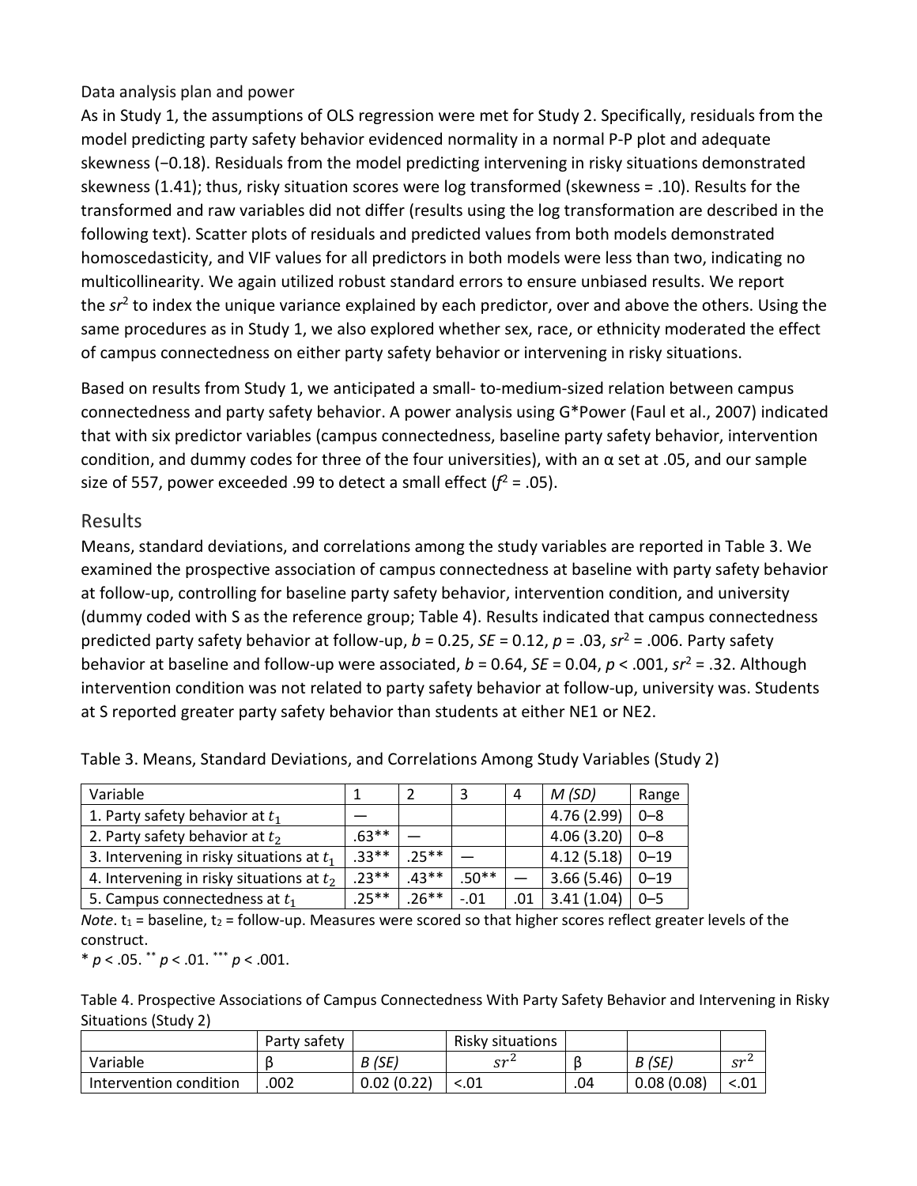Data analysis plan and power

As in Study 1, the assumptions of OLS regression were met for Study 2. Specifically, residuals from the model predicting party safety behavior evidenced normality in a normal P-P plot and adequate skewness (−0.18). Residuals from the model predicting intervening in risky situations demonstrated skewness (1.41); thus, risky situation scores were log transformed (skewness = .10). Results for the transformed and raw variables did not differ (results using the log transformation are described in the following text). Scatter plots of residuals and predicted values from both models demonstrated homoscedasticity, and VIF values for all predictors in both models were less than two, indicating no multicollinearity. We again utilized robust standard errors to ensure unbiased results. We report the $sr^2$ to index the unique variance explained by each predictor, over and above the others. Using the same procedures as in Study 1, we also explored whether sex, race, or ethnicity moderated the effect of campus connectedness on either party safety behavior or intervening in risky situations.

Based on results from Study 1, we anticipated a small- to-medium-sized relation between campus connectedness and party safety behavior. A power analysis using G*Power (Faul et al., 2007) indicated that with six predictor variables (campus connectedness, baseline party safety behavior, intervention condition, and dummy codes for three of the four universities), with an α set at .05, and our sample size of 557, power exceeded .99 to detect a small effect ($f^2$ = .05).

## Results

Means, standard deviations, and correlations among the study variables are reported in Table 3. We examined the prospective association of campus connectedness at baseline with party safety behavior at follow-up, controlling for baseline party safety behavior, intervention condition, and university (dummy coded with S as the reference group; Table 4). Results indicated that campus connectedness predicted party safety behavior at follow-up, *b* = 0.25, *SE* = 0.12, *p* = .03, $sr^2$ = .006. Party safety behavior at baseline and follow-up were associated, *b* = 0.64, *SE* = 0.04, *p* < .001, $sr^2$ = .32. Although intervention condition was not related to party safety behavior at follow-up, university was. Students at S reported greater party safety behavior than students at either NE1 or NE2.

Table 3. Means, Standard Deviations, and Correlations Among Study Variables (Study 2)

| Variable | 1 | 2 | 3 | 4 | *M (SD)* | Range |
|---|---|---|---|---|---|---|
| 1. Party safety behavior at $t_1$ | — | | | | 4.76 (2.99) | 0–8 |
| 2. Party safety behavior at $t_2$ | .63** | — | | | 4.06 (3.20) | 0–8 |
| 3. Intervening in risky situations at $t_1$ | .33** | .25** | — | | 4.12 (5.18) | 0–19 |
| 4. Intervening in risky situations at $t_2$ | .23** | .43** | .50** | — | 3.66 (5.46) | 0–19 |
| 5. Campus connectedness at $t_1$ | .25** | .26** | -.01 | .01 | 3.41 (1.04) | 0–5 |

*Note*. $t_1$ = baseline, $t_2$ = follow-up. Measures were scored so that higher scores reflect greater levels of the construct.

\* $p < .05$. ** $p < .01$. *** $p < .001$.

Table 4. Prospective Associations of Campus Connectedness With Party Safety Behavior and Intervening in Risky Situations (Study 2)

| | Party safety | | Risky situations | | | |
|---|---|---|---|---|---|---|
| Variable | β | *B (SE)* | $sr^2$ | β | *B (SE)* | $sr^2$ |
| Intervention condition | .002 | 0.02 (0.22) | <.01 | .04 | 0.08 (0.08) | <.01 |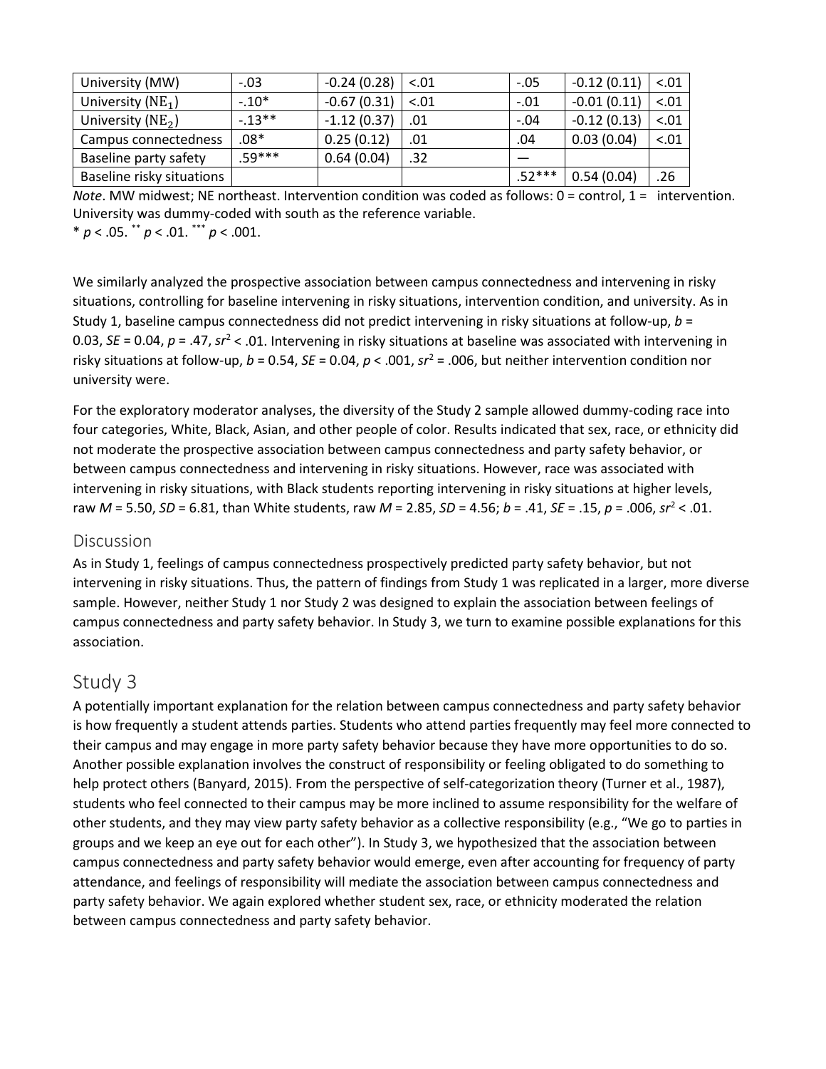| University (MW) | -.03 | -0.24 (0.28) | <.01 | -.05 | -0.12 (0.11) | <.01 |
|---|---|---|---|---|---|---|
| University ($NE_1$) | -.10* | -0.67 (0.31) | <.01 | -.01 | -0.01 (0.11) | <.01 |
| University ($NE_2$) | -.13** | -1.12 (0.37) | .01 | -.04 | -0.12 (0.13) | <.01 |
| Campus connectedness | .08* | 0.25 (0.12) | .01 | .04 | 0.03 (0.04) | <.01 |
| Baseline party safety | .59*** | 0.64 (0.04) | .32 | — | | |
| Baseline risky situations | | | | .52*** | 0.54 (0.04) | .26 |

*Note*. MW midwest; NE northeast. Intervention condition was coded as follows: 0 = control, 1 = intervention. University was dummy-coded with south as the reference variable.
* $p < .05$. ** $p < .01$. *** $p < .001$.

We similarly analyzed the prospective association between campus connectedness and intervening in risky situations, controlling for baseline intervening in risky situations, intervention condition, and university. As in Study 1, baseline campus connectedness did not predict intervening in risky situations at follow-up, $b$ = 0.03, $SE$ = 0.04, $p$ = .47, $sr^2 < .01$. Intervening in risky situations at baseline was associated with intervening in risky situations at follow-up, $b$ = 0.54, $SE$ = 0.04, $p < .001$, $sr^2 = .006$, but neither intervention condition nor university were.

For the exploratory moderator analyses, the diversity of the Study 2 sample allowed dummy-coding race into four categories, White, Black, Asian, and other people of color. Results indicated that sex, race, or ethnicity did not moderate the prospective association between campus connectedness and party safety behavior, or between campus connectedness and intervening in risky situations. However, race was associated with intervening in risky situations, with Black students reporting intervening in risky situations at higher levels, raw $M$ = 5.50, $SD$ = 6.81, than White students, raw $M$ = 2.85, $SD$ = 4.56; $b$ = .41, $SE$ = .15, $p$ = .006, $sr^2 < .01$.

## Discussion

As in Study 1, feelings of campus connectedness prospectively predicted party safety behavior, but not intervening in risky situations. Thus, the pattern of findings from Study 1 was replicated in a larger, more diverse sample. However, neither Study 1 nor Study 2 was designed to explain the association between feelings of campus connectedness and party safety behavior. In Study 3, we turn to examine possible explanations for this association.

# Study 3

A potentially important explanation for the relation between campus connectedness and party safety behavior is how frequently a student attends parties. Students who attend parties frequently may feel more connected to their campus and may engage in more party safety behavior because they have more opportunities to do so. Another possible explanation involves the construct of responsibility or feeling obligated to do something to help protect others (Banyard, 2015). From the perspective of self-categorization theory (Turner et al., 1987), students who feel connected to their campus may be more inclined to assume responsibility for the welfare of other students, and they may view party safety behavior as a collective responsibility (e.g., "We go to parties in groups and we keep an eye out for each other"). In Study 3, we hypothesized that the association between campus connectedness and party safety behavior would emerge, even after accounting for frequency of party attendance, and feelings of responsibility will mediate the association between campus connectedness and party safety behavior. We again explored whether student sex, race, or ethnicity moderated the relation between campus connectedness and party safety behavior.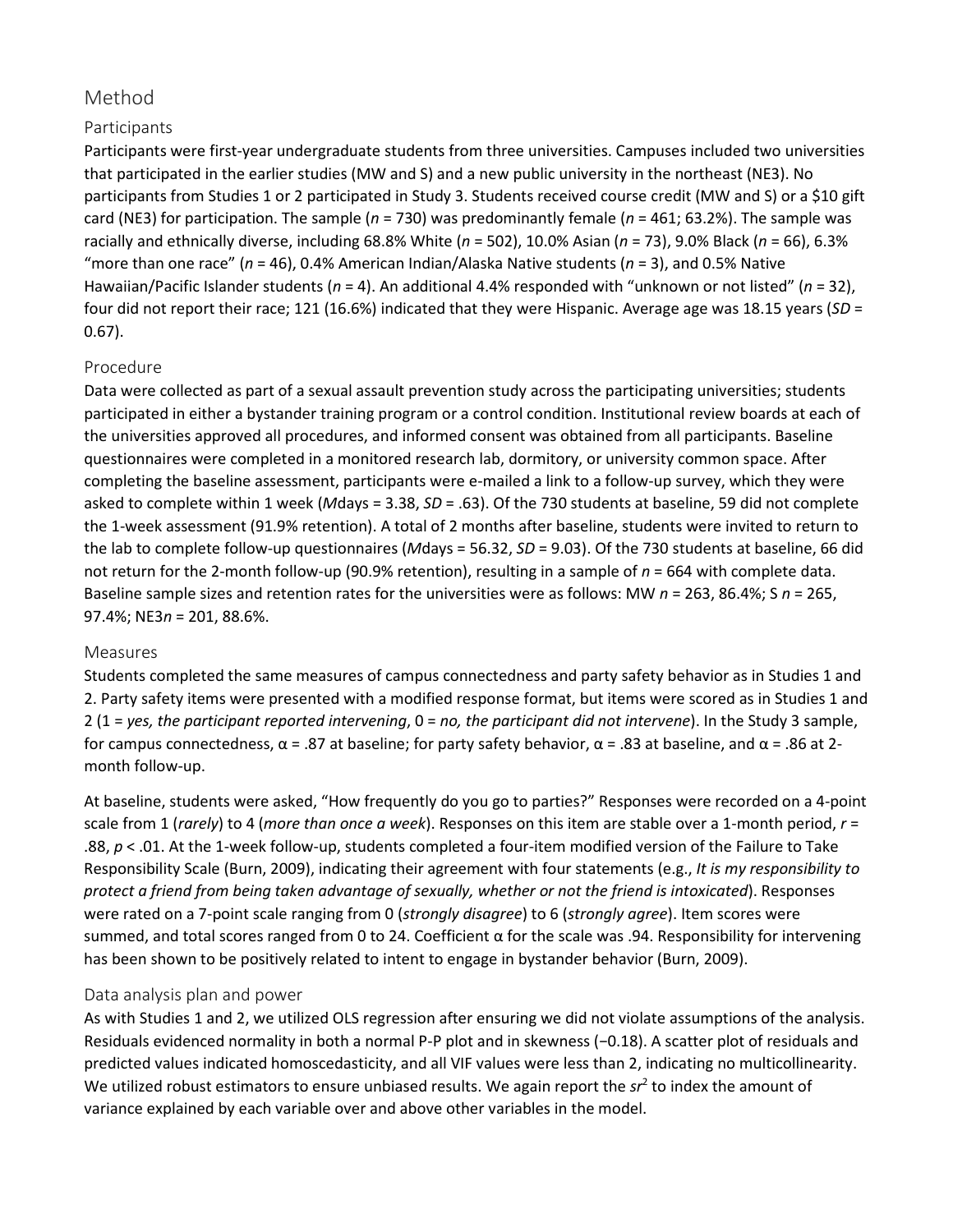## Method

### Participants

Participants were first-year undergraduate students from three universities. Campuses included two universities that participated in the earlier studies (MW and S) and a new public university in the northeast (NE3). No participants from Studies 1 or 2 participated in Study 3. Students received course credit (MW and S) or a $10 gift card (NE3) for participation. The sample ($n$ = 730) was predominantly female ($n$ = 461; 63.2%). The sample was racially and ethnically diverse, including 68.8% White ($n$ = 502), 10.0% Asian ($n$ = 73), 9.0% Black ($n$ = 66), 6.3% "more than one race" ($n$ = 46), 0.4% American Indian/Alaska Native students ($n$ = 3), and 0.5% Native Hawaiian/Pacific Islander students ($n$ = 4). An additional 4.4% responded with "unknown or not listed" ($n$ = 32), four did not report their race; 121 (16.6%) indicated that they were Hispanic. Average age was 18.15 years ($SD$ = 0.67).

### Procedure

Data were collected as part of a sexual assault prevention study across the participating universities; students participated in either a bystander training program or a control condition. Institutional review boards at each of the universities approved all procedures, and informed consent was obtained from all participants. Baseline questionnaires were completed in a monitored research lab, dormitory, or university common space. After completing the baseline assessment, participants were e-mailed a link to a follow-up survey, which they were asked to complete within 1 week ($M$days = 3.38, $SD$ = .63). Of the 730 students at baseline, 59 did not complete the 1-week assessment (91.9% retention). A total of 2 months after baseline, students were invited to return to the lab to complete follow-up questionnaires ($M$days = 56.32, $SD$ = 9.03). Of the 730 students at baseline, 66 did not return for the 2-month follow-up (90.9% retention), resulting in a sample of $n$ = 664 with complete data. Baseline sample sizes and retention rates for the universities were as follows: MW $n$ = 263, 86.4%; S $n$ = 265, 97.4%; NE3$n$ = 201, 88.6%.

### Measures

Students completed the same measures of campus connectedness and party safety behavior as in Studies 1 and 2. Party safety items were presented with a modified response format, but items were scored as in Studies 1 and 2 (1 = *yes, the participant reported intervening*, 0 = *no, the participant did not intervene*). In the Study 3 sample, for campus connectedness, α = .87 at baseline; for party safety behavior, α = .83 at baseline, and α = .86 at 2-month follow-up.

At baseline, students were asked, "How frequently do you go to parties?" Responses were recorded on a 4-point scale from 1 (*rarely*) to 4 (*more than once a week*). Responses on this item are stable over a 1-month period, $r$ = .88, $p < .01$. At the 1-week follow-up, students completed a four-item modified version of the Failure to Take Responsibility Scale (Burn, 2009), indicating their agreement with four statements (e.g., *It is my responsibility to protect a friend from being taken advantage of sexually, whether or not the friend is intoxicated*). Responses were rated on a 7-point scale ranging from 0 (*strongly disagree*) to 6 (*strongly agree*). Item scores were summed, and total scores ranged from 0 to 24. Coefficient α for the scale was .94. Responsibility for intervening has been shown to be positively related to intent to engage in bystander behavior (Burn, 2009).

### Data analysis plan and power

As with Studies 1 and 2, we utilized OLS regression after ensuring we did not violate assumptions of the analysis. Residuals evidenced normality in both a normal P-P plot and in skewness (−0.18). A scatter plot of residuals and predicted values indicated homoscedasticity, and all VIF values were less than 2, indicating no multicollinearity. We utilized robust estimators to ensure unbiased results. We again report the $sr^2$ to index the amount of variance explained by each variable over and above other variables in the model.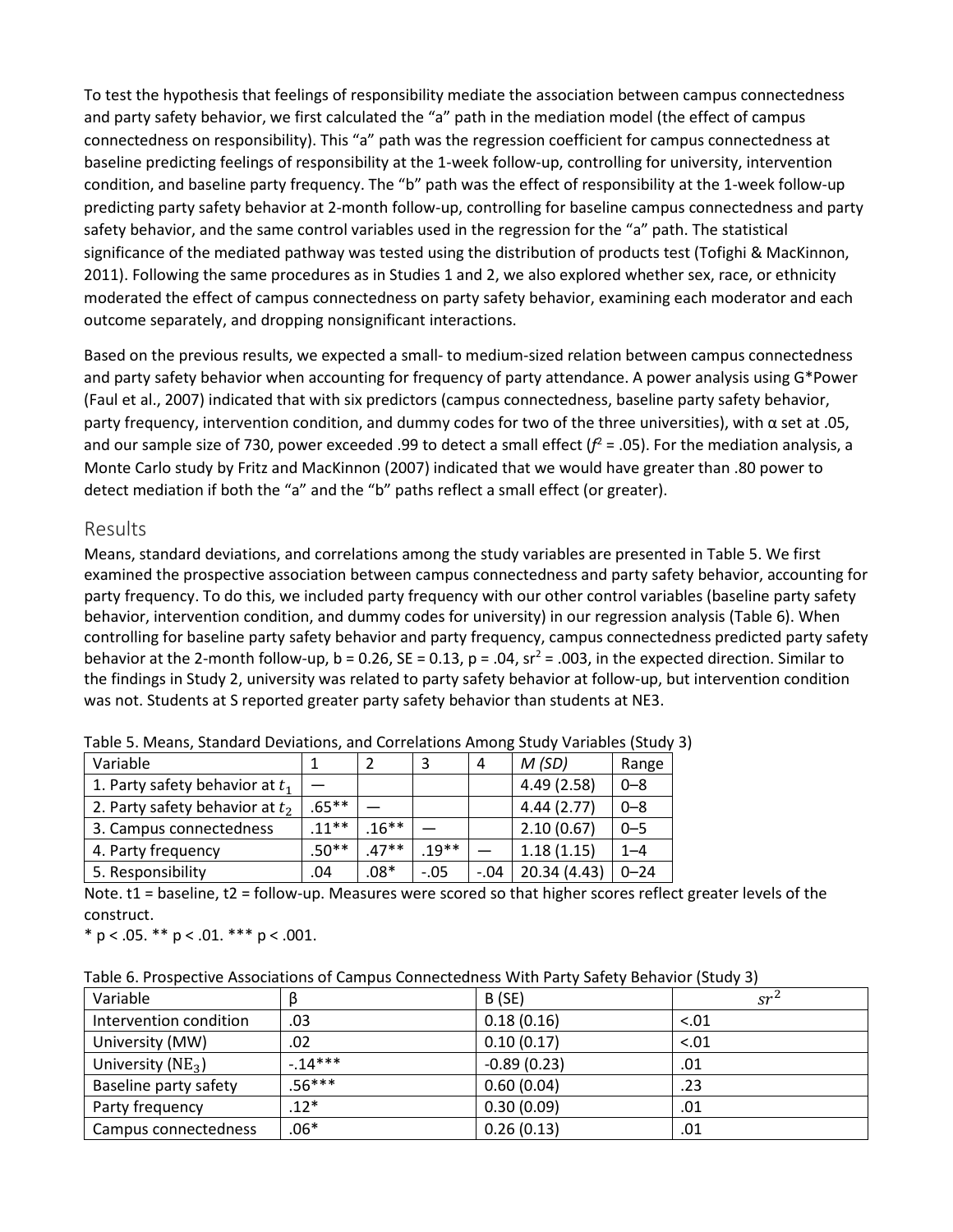To test the hypothesis that feelings of responsibility mediate the association between campus connectedness and party safety behavior, we first calculated the "a" path in the mediation model (the effect of campus connectedness on responsibility). This "a" path was the regression coefficient for campus connectedness at baseline predicting feelings of responsibility at the 1-week follow-up, controlling for university, intervention condition, and baseline party frequency. The "b" path was the effect of responsibility at the 1-week follow-up predicting party safety behavior at 2-month follow-up, controlling for baseline campus connectedness and party safety behavior, and the same control variables used in the regression for the "a" path. The statistical significance of the mediated pathway was tested using the distribution of products test (Tofighi & MacKinnon, 2011). Following the same procedures as in Studies 1 and 2, we also explored whether sex, race, or ethnicity moderated the effect of campus connectedness on party safety behavior, examining each moderator and each outcome separately, and dropping nonsignificant interactions.

Based on the previous results, we expected a small- to medium-sized relation between campus connectedness and party safety behavior when accounting for frequency of party attendance. A power analysis using G*Power (Faul et al., 2007) indicated that with six predictors (campus connectedness, baseline party safety behavior, party frequency, intervention condition, and dummy codes for two of the three universities), with α set at .05, and our sample size of 730, power exceeded .99 to detect a small effect ($f^2$ = .05). For the mediation analysis, a Monte Carlo study by Fritz and MacKinnon (2007) indicated that we would have greater than .80 power to detect mediation if both the "a" and the "b" paths reflect a small effect (or greater).

## Results

Means, standard deviations, and correlations among the study variables are presented in Table 5. We first examined the prospective association between campus connectedness and party safety behavior, accounting for party frequency. To do this, we included party frequency with our other control variables (baseline party safety behavior, intervention condition, and dummy codes for university) in our regression analysis (Table 6). When controlling for baseline party safety behavior and party frequency, campus connectedness predicted party safety behavior at the 2-month follow-up, b = 0.26, SE = 0.13, p = .04, $sr^2$ = .003, in the expected direction. Similar to the findings in Study 2, university was related to party safety behavior at follow-up, but intervention condition was not. Students at S reported greater party safety behavior than students at NE3.

Table 5. Means, Standard Deviations, and Correlations Among Study Variables (Study 3)

| Variable | 1 | 2 | 3 | 4 | *M (SD)* | Range |
|---|---|---|---|---|---|---|
| 1. Party safety behavior at $t_1$ | — | | | | 4.49 (2.58) | 0–8 |
| 2. Party safety behavior at $t_2$ | .65** | — | | | 4.44 (2.77) | 0–8 |
| 3. Campus connectedness | .11** | .16** | — | | 2.10 (0.67) | 0–5 |
| 4. Party frequency | .50** | .47** | .19** | — | 1.18 (1.15) | 1–4 |
| 5. Responsibility | .04 | .08* | -.05 | -.04 | 20.34 (4.43) | 0–24 |

Note. t1 = baseline, t2 = follow-up. Measures were scored so that higher scores reflect greater levels of the construct.

* p < .05. ** p < .01. *** p < .001.

Table 6. Prospective Associations of Campus Connectedness With Party Safety Behavior (Study 3)

| Variable | β | B (SE) | $sr^2$ |
|---|---|---|---|
| Intervention condition | .03 | 0.18 (0.16) | <.01 |
| University (MW) | .02 | 0.10 (0.17) | <.01 |
| University ($NE_3$) | -.14*** | -0.89 (0.23) | .01 |
| Baseline party safety | .56*** | 0.60 (0.04) | .23 |
| Party frequency | .12* | 0.30 (0.09) | .01 |
| Campus connectedness | .06* | 0.26 (0.13) | .01 |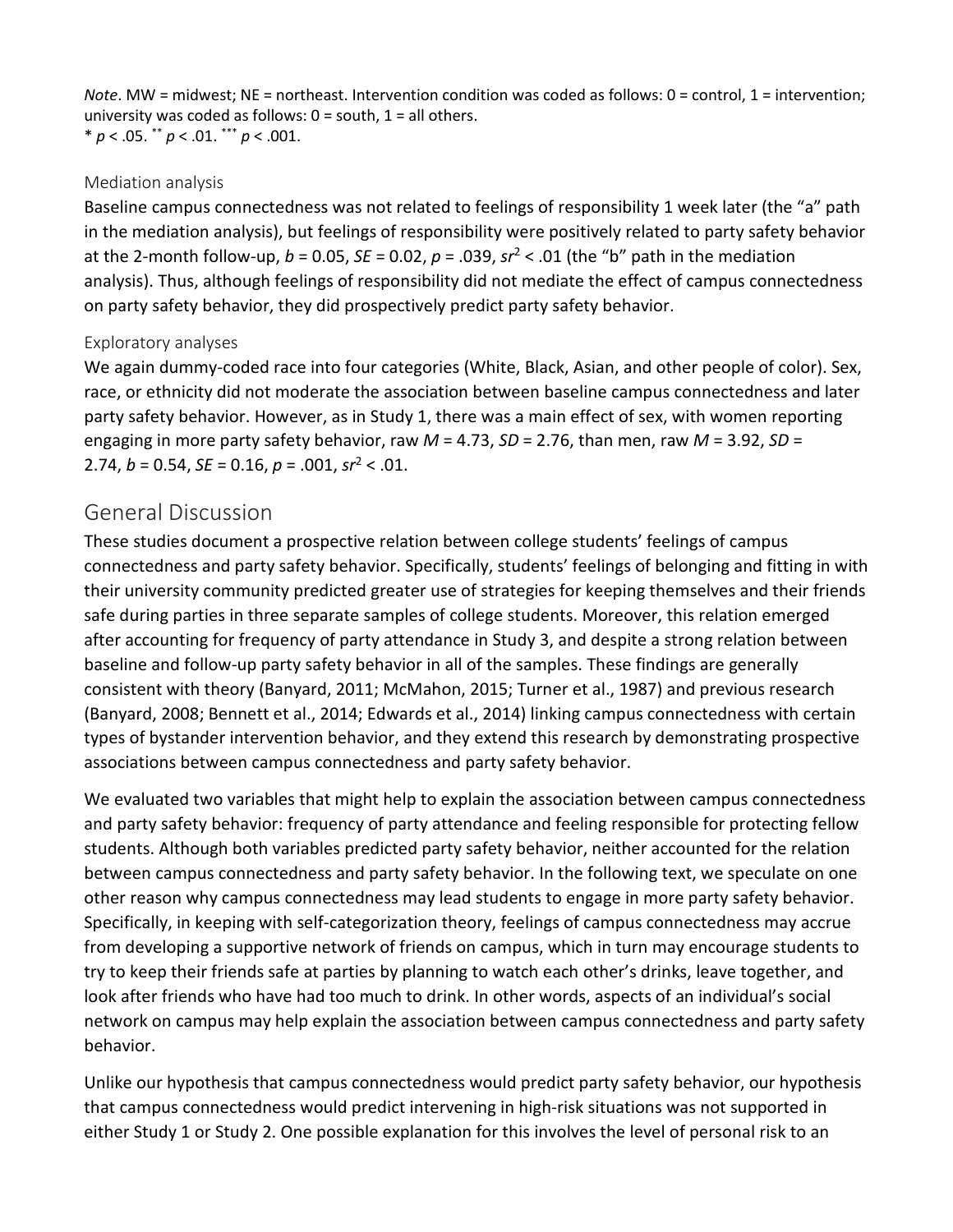*Note*. MW = midwest; NE = northeast. Intervention condition was coded as follows: 0 = control, 1 = intervention; university was coded as follows: 0 = south, 1 = all others.
* $p < .05$. ** $p < .01$. *** $p < .001$.

### Mediation analysis

Baseline campus connectedness was not related to feelings of responsibility 1 week later (the "a" path in the mediation analysis), but feelings of responsibility were positively related to party safety behavior at the 2-month follow-up, $b = 0.05$, $SE = 0.02$, $p = .039$, $sr^2 < .01$ (the "b" path in the mediation analysis). Thus, although feelings of responsibility did not mediate the effect of campus connectedness on party safety behavior, they did prospectively predict party safety behavior.

### Exploratory analyses

We again dummy-coded race into four categories (White, Black, Asian, and other people of color). Sex, race, or ethnicity did not moderate the association between baseline campus connectedness and later party safety behavior. However, as in Study 1, there was a main effect of sex, with women reporting engaging in more party safety behavior, raw $M = 4.73$, $SD = 2.76$, than men, raw $M = 3.92$, $SD = 2.74$, $b = 0.54$, $SE = 0.16$, $p = .001$, $sr^2 < .01$.

## General Discussion

These studies document a prospective relation between college students' feelings of campus connectedness and party safety behavior. Specifically, students' feelings of belonging and fitting in with their university community predicted greater use of strategies for keeping themselves and their friends safe during parties in three separate samples of college students. Moreover, this relation emerged after accounting for frequency of party attendance in Study 3, and despite a strong relation between baseline and follow-up party safety behavior in all of the samples. These findings are generally consistent with theory (Banyard, 2011; McMahon, 2015; Turner et al., 1987) and previous research (Banyard, 2008; Bennett et al., 2014; Edwards et al., 2014) linking campus connectedness with certain types of bystander intervention behavior, and they extend this research by demonstrating prospective associations between campus connectedness and party safety behavior.

We evaluated two variables that might help to explain the association between campus connectedness and party safety behavior: frequency of party attendance and feeling responsible for protecting fellow students. Although both variables predicted party safety behavior, neither accounted for the relation between campus connectedness and party safety behavior. In the following text, we speculate on one other reason why campus connectedness may lead students to engage in more party safety behavior. Specifically, in keeping with self-categorization theory, feelings of campus connectedness may accrue from developing a supportive network of friends on campus, which in turn may encourage students to try to keep their friends safe at parties by planning to watch each other's drinks, leave together, and look after friends who have had too much to drink. In other words, aspects of an individual's social network on campus may help explain the association between campus connectedness and party safety behavior.

Unlike our hypothesis that campus connectedness would predict party safety behavior, our hypothesis that campus connectedness would predict intervening in high-risk situations was not supported in either Study 1 or Study 2. One possible explanation for this involves the level of personal risk to an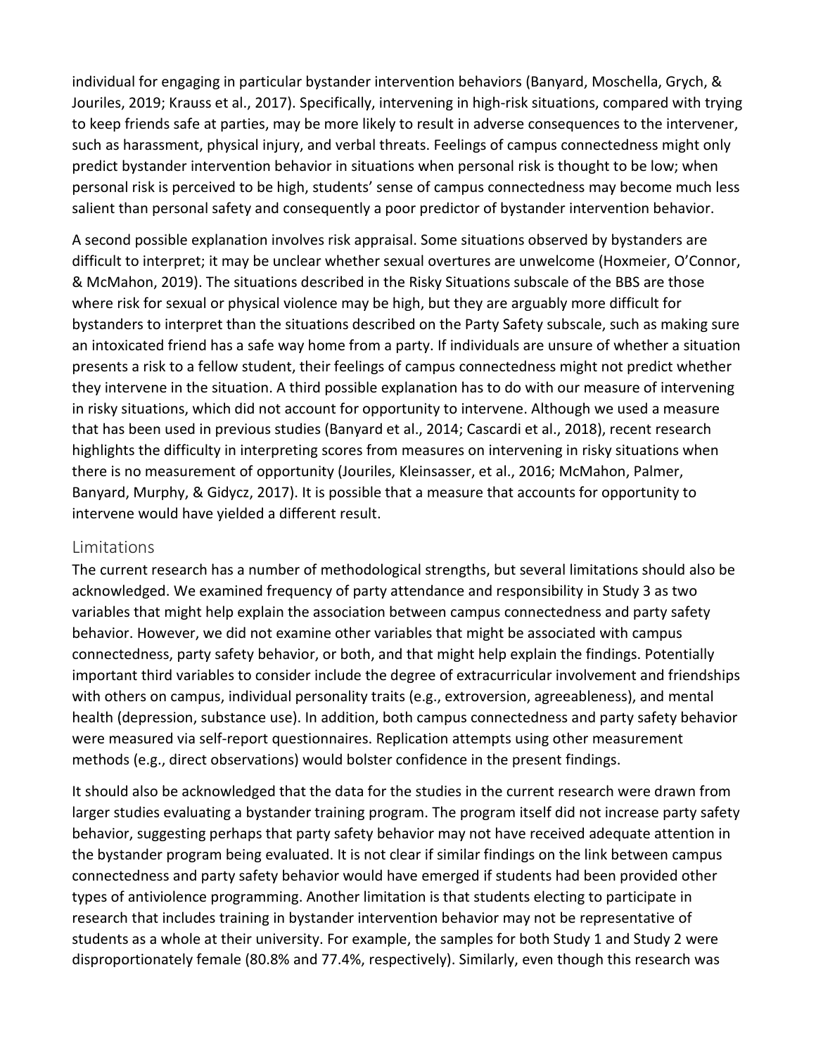individual for engaging in particular bystander intervention behaviors (Banyard, Moschella, Grych, & Jouriles, 2019; Krauss et al., 2017). Specifically, intervening in high-risk situations, compared with trying to keep friends safe at parties, may be more likely to result in adverse consequences to the intervener, such as harassment, physical injury, and verbal threats. Feelings of campus connectedness might only predict bystander intervention behavior in situations when personal risk is thought to be low; when personal risk is perceived to be high, students' sense of campus connectedness may become much less salient than personal safety and consequently a poor predictor of bystander intervention behavior.

A second possible explanation involves risk appraisal. Some situations observed by bystanders are difficult to interpret; it may be unclear whether sexual overtures are unwelcome (Hoxmeier, O'Connor, & McMahon, 2019). The situations described in the Risky Situations subscale of the BBS are those where risk for sexual or physical violence may be high, but they are arguably more difficult for bystanders to interpret than the situations described on the Party Safety subscale, such as making sure an intoxicated friend has a safe way home from a party. If individuals are unsure of whether a situation presents a risk to a fellow student, their feelings of campus connectedness might not predict whether they intervene in the situation. A third possible explanation has to do with our measure of intervening in risky situations, which did not account for opportunity to intervene. Although we used a measure that has been used in previous studies (Banyard et al., 2014; Cascardi et al., 2018), recent research highlights the difficulty in interpreting scores from measures on intervening in risky situations when there is no measurement of opportunity (Jouriles, Kleinsasser, et al., 2016; McMahon, Palmer, Banyard, Murphy, & Gidycz, 2017). It is possible that a measure that accounts for opportunity to intervene would have yielded a different result.

## Limitations

The current research has a number of methodological strengths, but several limitations should also be acknowledged. We examined frequency of party attendance and responsibility in Study 3 as two variables that might help explain the association between campus connectedness and party safety behavior. However, we did not examine other variables that might be associated with campus connectedness, party safety behavior, or both, and that might help explain the findings. Potentially important third variables to consider include the degree of extracurricular involvement and friendships with others on campus, individual personality traits (e.g., extroversion, agreeableness), and mental health (depression, substance use). In addition, both campus connectedness and party safety behavior were measured via self-report questionnaires. Replication attempts using other measurement methods (e.g., direct observations) would bolster confidence in the present findings.

It should also be acknowledged that the data for the studies in the current research were drawn from larger studies evaluating a bystander training program. The program itself did not increase party safety behavior, suggesting perhaps that party safety behavior may not have received adequate attention in the bystander program being evaluated. It is not clear if similar findings on the link between campus connectedness and party safety behavior would have emerged if students had been provided other types of antiviolence programming. Another limitation is that students electing to participate in research that includes training in bystander intervention behavior may not be representative of students as a whole at their university. For example, the samples for both Study 1 and Study 2 were disproportionately female (80.8% and 77.4%, respectively). Similarly, even though this research was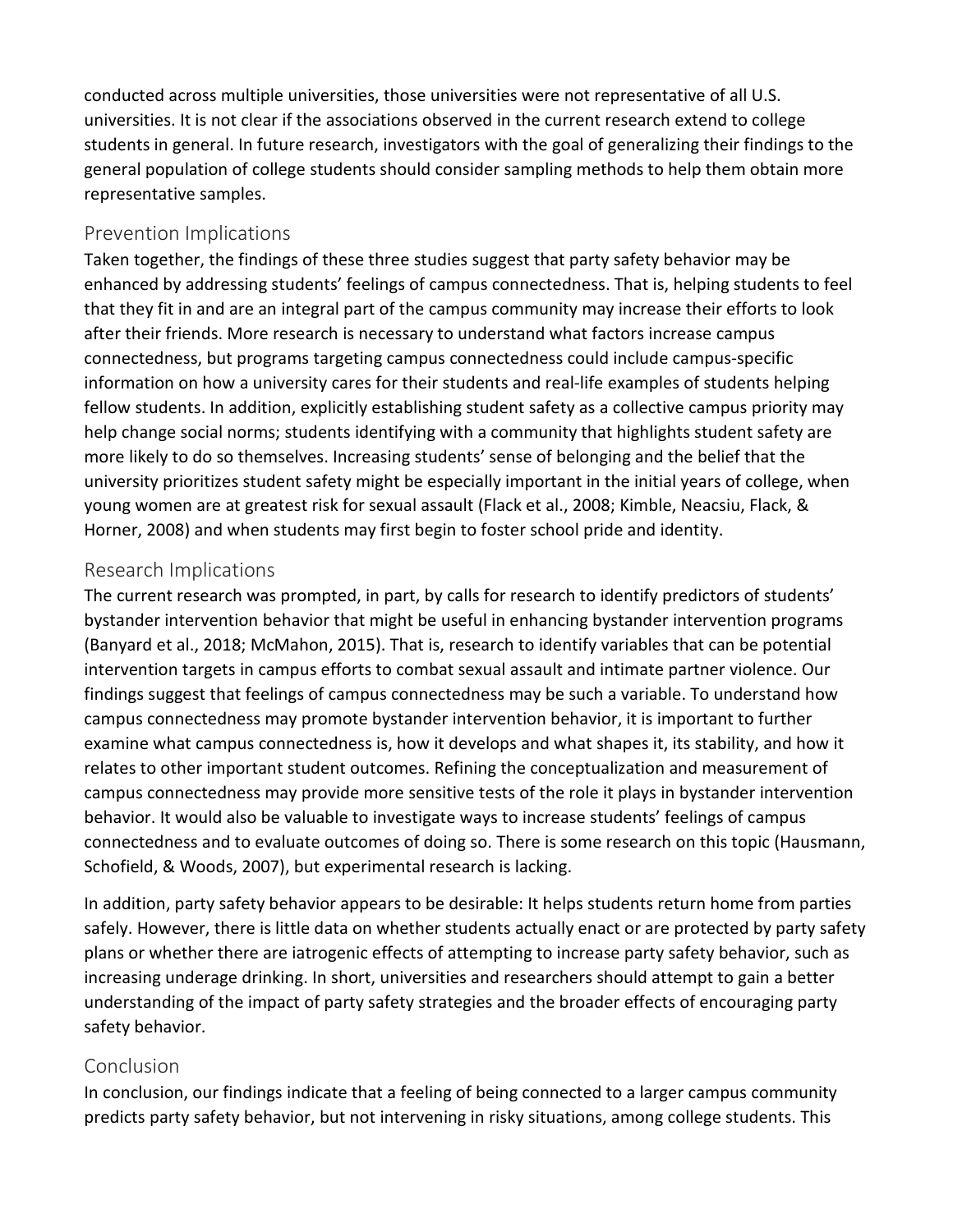conducted across multiple universities, those universities were not representative of all U.S. universities. It is not clear if the associations observed in the current research extend to college students in general. In future research, investigators with the goal of generalizing their findings to the general population of college students should consider sampling methods to help them obtain more representative samples.

## Prevention Implications

Taken together, the findings of these three studies suggest that party safety behavior may be enhanced by addressing students' feelings of campus connectedness. That is, helping students to feel that they fit in and are an integral part of the campus community may increase their efforts to look after their friends. More research is necessary to understand what factors increase campus connectedness, but programs targeting campus connectedness could include campus-specific information on how a university cares for their students and real-life examples of students helping fellow students. In addition, explicitly establishing student safety as a collective campus priority may help change social norms; students identifying with a community that highlights student safety are more likely to do so themselves. Increasing students' sense of belonging and the belief that the university prioritizes student safety might be especially important in the initial years of college, when young women are at greatest risk for sexual assault (Flack et al., 2008; Kimble, Neacsiu, Flack, & Horner, 2008) and when students may first begin to foster school pride and identity.

## Research Implications

The current research was prompted, in part, by calls for research to identify predictors of students' bystander intervention behavior that might be useful in enhancing bystander intervention programs (Banyard et al., 2018; McMahon, 2015). That is, research to identify variables that can be potential intervention targets in campus efforts to combat sexual assault and intimate partner violence. Our findings suggest that feelings of campus connectedness may be such a variable. To understand how campus connectedness may promote bystander intervention behavior, it is important to further examine what campus connectedness is, how it develops and what shapes it, its stability, and how it relates to other important student outcomes. Refining the conceptualization and measurement of campus connectedness may provide more sensitive tests of the role it plays in bystander intervention behavior. It would also be valuable to investigate ways to increase students' feelings of campus connectedness and to evaluate outcomes of doing so. There is some research on this topic (Hausmann, Schofield, & Woods, 2007), but experimental research is lacking.

In addition, party safety behavior appears to be desirable: It helps students return home from parties safely. However, there is little data on whether students actually enact or are protected by party safety plans or whether there are iatrogenic effects of attempting to increase party safety behavior, such as increasing underage drinking. In short, universities and researchers should attempt to gain a better understanding of the impact of party safety strategies and the broader effects of encouraging party safety behavior.

## Conclusion

In conclusion, our findings indicate that a feeling of being connected to a larger campus community predicts party safety behavior, but not intervening in risky situations, among college students. This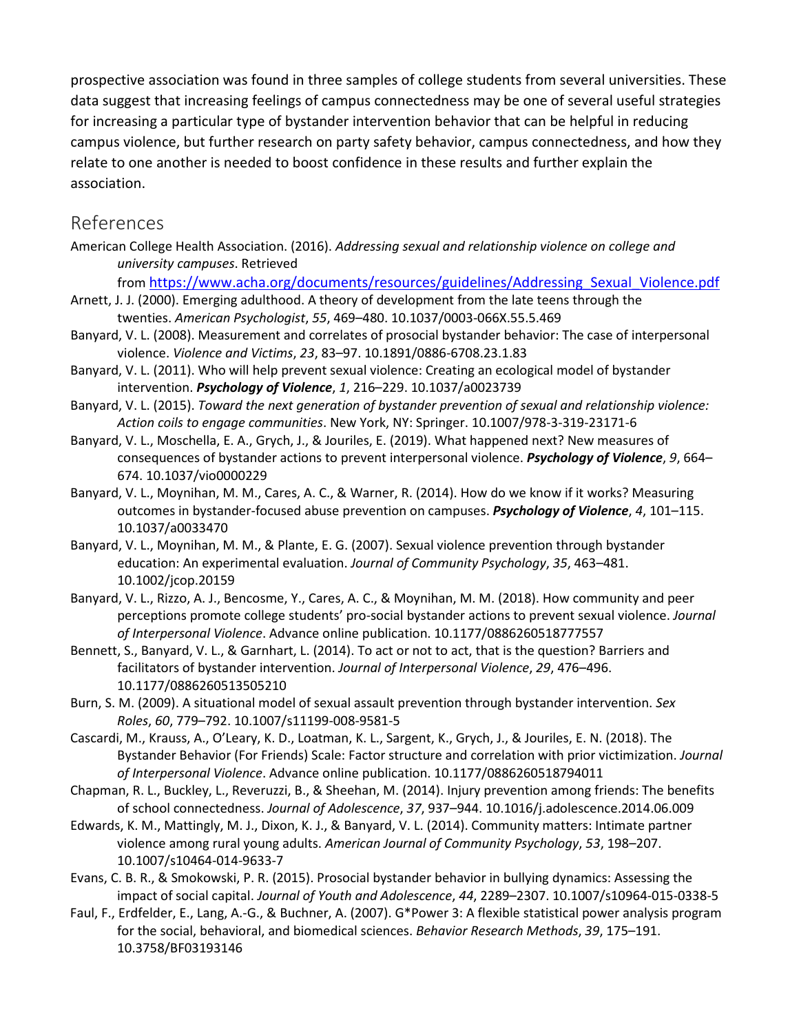prospective association was found in three samples of college students from several universities. These data suggest that increasing feelings of campus connectedness may be one of several useful strategies for increasing a particular type of bystander intervention behavior that can be helpful in reducing campus violence, but further research on party safety behavior, campus connectedness, and how they relate to one another is needed to boost confidence in these results and further explain the association.

## References

American College Health Association. (2016). *Addressing sexual and relationship violence on college and university campuses*. Retrieved from https://www.acha.org/documents/resources/guidelines/Addressing_Sexual_Violence.pdf

Arnett, J. J. (2000). Emerging adulthood. A theory of development from the late teens through the twenties. *American Psychologist*, *55*, 469–480. 10.1037/0003-066X.55.5.469

Banyard, V. L. (2008). Measurement and correlates of prosocial bystander behavior: The case of interpersonal violence. *Violence and Victims*, *23*, 83–97. 10.1891/0886-6708.23.1.83

Banyard, V. L. (2011). Who will help prevent sexual violence: Creating an ecological model of bystander intervention. ***Psychology of Violence***, *1*, 216–229. 10.1037/a0023739

Banyard, V. L. (2015). *Toward the next generation of bystander prevention of sexual and relationship violence: Action coils to engage communities*. New York, NY: Springer. 10.1007/978-3-319-23171-6

Banyard, V. L., Moschella, E. A., Grych, J., & Jouriles, E. (2019). What happened next? New measures of consequences of bystander actions to prevent interpersonal violence. ***Psychology of Violence***, *9*, 664–674. 10.1037/vio0000229

Banyard, V. L., Moynihan, M. M., Cares, A. C., & Warner, R. (2014). How do we know if it works? Measuring outcomes in bystander-focused abuse prevention on campuses. ***Psychology of Violence***, *4*, 101–115. 10.1037/a0033470

Banyard, V. L., Moynihan, M. M., & Plante, E. G. (2007). Sexual violence prevention through bystander education: An experimental evaluation. *Journal of Community Psychology*, *35*, 463–481. 10.1002/jcop.20159

Banyard, V. L., Rizzo, A. J., Bencosme, Y., Cares, A. C., & Moynihan, M. M. (2018). How community and peer perceptions promote college students' pro-social bystander actions to prevent sexual violence. *Journal of Interpersonal Violence*. Advance online publication. 10.1177/0886260518777557

Bennett, S., Banyard, V. L., & Garnhart, L. (2014). To act or not to act, that is the question? Barriers and facilitators of bystander intervention. *Journal of Interpersonal Violence*, *29*, 476–496. 10.1177/0886260513505210

Burn, S. M. (2009). A situational model of sexual assault prevention through bystander intervention. *Sex Roles*, *60*, 779–792. 10.1007/s11199-008-9581-5

Cascardi, M., Krauss, A., O'Leary, K. D., Loatman, K. L., Sargent, K., Grych, J., & Jouriles, E. N. (2018). The Bystander Behavior (For Friends) Scale: Factor structure and correlation with prior victimization. *Journal of Interpersonal Violence*. Advance online publication. 10.1177/0886260518794011

Chapman, R. L., Buckley, L., Reveruzzi, B., & Sheehan, M. (2014). Injury prevention among friends: The benefits of school connectedness. *Journal of Adolescence*, *37*, 937–944. 10.1016/j.adolescence.2014.06.009

Edwards, K. M., Mattingly, M. J., Dixon, K. J., & Banyard, V. L. (2014). Community matters: Intimate partner violence among rural young adults. *American Journal of Community Psychology*, *53*, 198–207. 10.1007/s10464-014-9633-7

Evans, C. B. R., & Smokowski, P. R. (2015). Prosocial bystander behavior in bullying dynamics: Assessing the impact of social capital. *Journal of Youth and Adolescence*, *44*, 2289–2307. 10.1007/s10964-015-0338-5

Faul, F., Erdfelder, E., Lang, A.-G., & Buchner, A. (2007). G*Power 3: A flexible statistical power analysis program for the social, behavioral, and biomedical sciences. *Behavior Research Methods*, *39*, 175–191. 10.3758/BF03193146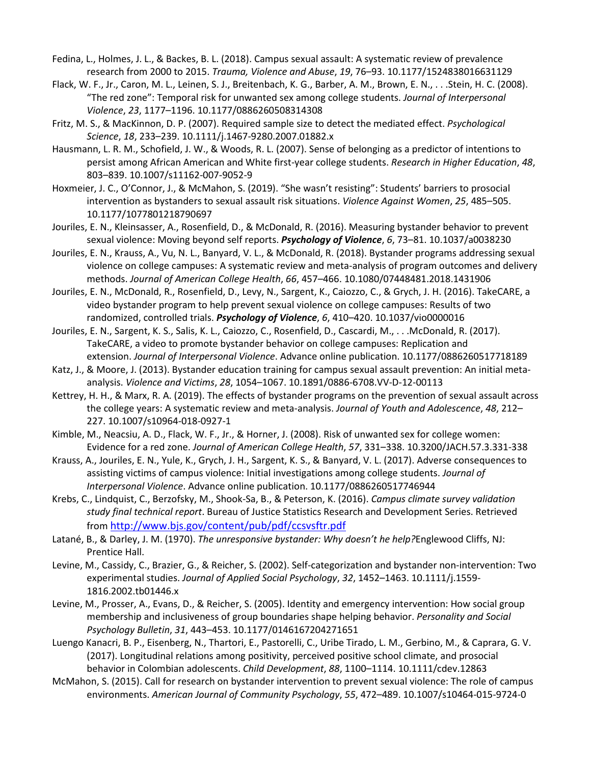Fedina, L., Holmes, J. L., & Backes, B. L. (2018). Campus sexual assault: A systematic review of prevalence research from 2000 to 2015. *Trauma, Violence and Abuse*, *19*, 76–93. 10.1177/1524838016631129

Flack, W. F., Jr., Caron, M. L., Leinen, S. J., Breitenbach, K. G., Barber, A. M., Brown, E. N., . . .Stein, H. C. (2008). "The red zone": Temporal risk for unwanted sex among college students. *Journal of Interpersonal Violence*, *23*, 1177–1196. 10.1177/0886260508314308

Fritz, M. S., & MacKinnon, D. P. (2007). Required sample size to detect the mediated effect. *Psychological Science*, *18*, 233–239. 10.1111/j.1467-9280.2007.01882.x

Hausmann, L. R. M., Schofield, J. W., & Woods, R. L. (2007). Sense of belonging as a predictor of intentions to persist among African American and White first-year college students. *Research in Higher Education*, *48*, 803–839. 10.1007/s11162-007-9052-9

Hoxmeier, J. C., O'Connor, J., & McMahon, S. (2019). "She wasn't resisting": Students' barriers to prosocial intervention as bystanders to sexual assault risk situations. *Violence Against Women*, *25*, 485–505. 10.1177/1077801218790697

Jouriles, E. N., Kleinsasser, A., Rosenfield, D., & McDonald, R. (2016). Measuring bystander behavior to prevent sexual violence: Moving beyond self reports. ***Psychology of Violence***, *6*, 73–81. 10.1037/a0038230

Jouriles, E. N., Krauss, A., Vu, N. L., Banyard, V. L., & McDonald, R. (2018). Bystander programs addressing sexual violence on college campuses: A systematic review and meta-analysis of program outcomes and delivery methods. *Journal of American College Health*, *66*, 457–466. 10.1080/07448481.2018.1431906

Jouriles, E. N., McDonald, R., Rosenfield, D., Levy, N., Sargent, K., Caiozzo, C., & Grych, J. H. (2016). TakeCARE, a video bystander program to help prevent sexual violence on college campuses: Results of two randomized, controlled trials. ***Psychology of Violence***, *6*, 410–420. 10.1037/vio0000016

Jouriles, E. N., Sargent, K. S., Salis, K. L., Caiozzo, C., Rosenfield, D., Cascardi, M., . . .McDonald, R. (2017). TakeCARE, a video to promote bystander behavior on college campuses: Replication and extension. *Journal of Interpersonal Violence*. Advance online publication. 10.1177/0886260517718189

Katz, J., & Moore, J. (2013). Bystander education training for campus sexual assault prevention: An initial meta-analysis. *Violence and Victims*, *28*, 1054–1067. 10.1891/0886-6708.VV-D-12-00113

Kettrey, H. H., & Marx, R. A. (2019). The effects of bystander programs on the prevention of sexual assault across the college years: A systematic review and meta-analysis. *Journal of Youth and Adolescence*, *48*, 212–227. 10.1007/s10964-018-0927-1

Kimble, M., Neacsiu, A. D., Flack, W. F., Jr., & Horner, J. (2008). Risk of unwanted sex for college women: Evidence for a red zone. *Journal of American College Health*, *57*, 331–338. 10.3200/JACH.57.3.331-338

Krauss, A., Jouriles, E. N., Yule, K., Grych, J. H., Sargent, K. S., & Banyard, V. L. (2017). Adverse consequences to assisting victims of campus violence: Initial investigations among college students. *Journal of Interpersonal Violence*. Advance online publication. 10.1177/0886260517746944

Krebs, C., Lindquist, C., Berzofsky, M., Shook-Sa, B., & Peterson, K. (2016). *Campus climate survey validation study final technical report*. Bureau of Justice Statistics Research and Development Series. Retrieved from http://www.bjs.gov/content/pub/pdf/ccsvsftr.pdf

Latané, B., & Darley, J. M. (1970). *The unresponsive bystander: Why doesn't he help?*Englewood Cliffs, NJ: Prentice Hall.

Levine, M., Cassidy, C., Brazier, G., & Reicher, S. (2002). Self-categorization and bystander non-intervention: Two experimental studies. *Journal of Applied Social Psychology*, *32*, 1452–1463. 10.1111/j.1559-1816.2002.tb01446.x

Levine, M., Prosser, A., Evans, D., & Reicher, S. (2005). Identity and emergency intervention: How social group membership and inclusiveness of group boundaries shape helping behavior. *Personality and Social Psychology Bulletin*, *31*, 443–453. 10.1177/0146167204271651

Luengo Kanacri, B. P., Eisenberg, N., Thartori, E., Pastorelli, C., Uribe Tirado, L. M., Gerbino, M., & Caprara, G. V. (2017). Longitudinal relations among positivity, perceived positive school climate, and prosocial behavior in Colombian adolescents. *Child Development*, *88*, 1100–1114. 10.1111/cdev.12863

McMahon, S. (2015). Call for research on bystander intervention to prevent sexual violence: The role of campus environments. *American Journal of Community Psychology*, *55*, 472–489. 10.1007/s10464-015-9724-0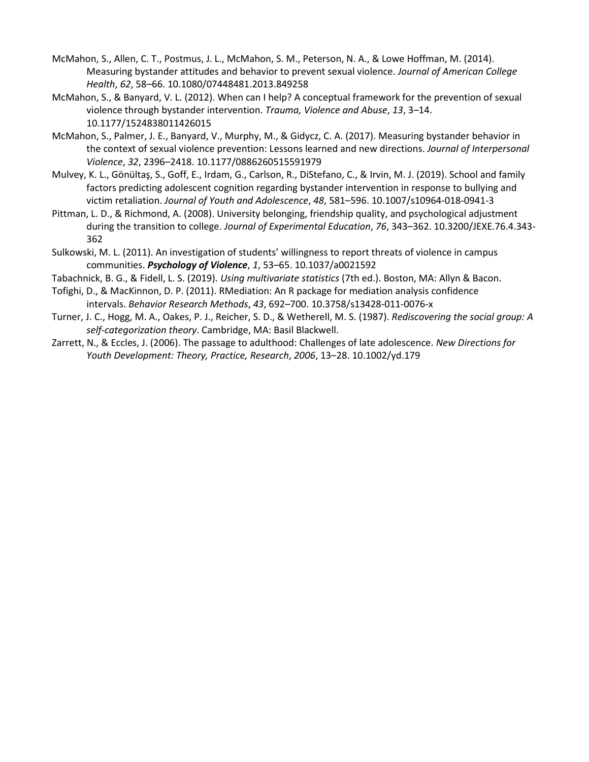McMahon, S., Allen, C. T., Postmus, J. L., McMahon, S. M., Peterson, N. A., & Lowe Hoffman, M. (2014). Measuring bystander attitudes and behavior to prevent sexual violence. *Journal of American College Health*, *62*, 58–66. 10.1080/07448481.2013.849258

McMahon, S., & Banyard, V. L. (2012). When can I help? A conceptual framework for the prevention of sexual violence through bystander intervention. *Trauma, Violence and Abuse*, *13*, 3–14. 10.1177/1524838011426015

McMahon, S., Palmer, J. E., Banyard, V., Murphy, M., & Gidycz, C. A. (2017). Measuring bystander behavior in the context of sexual violence prevention: Lessons learned and new directions. *Journal of Interpersonal Violence*, *32*, 2396–2418. 10.1177/0886260515591979

Mulvey, K. L., Gönültaş, S., Goff, E., Irdam, G., Carlson, R., DiStefano, C., & Irvin, M. J. (2019). School and family factors predicting adolescent cognition regarding bystander intervention in response to bullying and victim retaliation. *Journal of Youth and Adolescence*, *48*, 581–596. 10.1007/s10964-018-0941-3

Pittman, L. D., & Richmond, A. (2008). University belonging, friendship quality, and psychological adjustment during the transition to college. *Journal of Experimental Education*, *76*, 343–362. 10.3200/JEXE.76.4.343-362

Sulkowski, M. L. (2011). An investigation of students' willingness to report threats of violence in campus communities. ***Psychology of Violence***, *1*, 53–65. 10.1037/a0021592

Tabachnick, B. G., & Fidell, L. S. (2019). *Using multivariate statistics* (7th ed.). Boston, MA: Allyn & Bacon.

Tofighi, D., & MacKinnon, D. P. (2011). RMediation: An R package for mediation analysis confidence intervals. *Behavior Research Methods*, *43*, 692–700. 10.3758/s13428-011-0076-x

Turner, J. C., Hogg, M. A., Oakes, P. J., Reicher, S. D., & Wetherell, M. S. (1987). *Rediscovering the social group: A self-categorization theory*. Cambridge, MA: Basil Blackwell.

Zarrett, N., & Eccles, J. (2006). The passage to adulthood: Challenges of late adolescence. *New Directions for Youth Development: Theory, Practice, Research*, *2006*, 13–28. 10.1002/yd.179